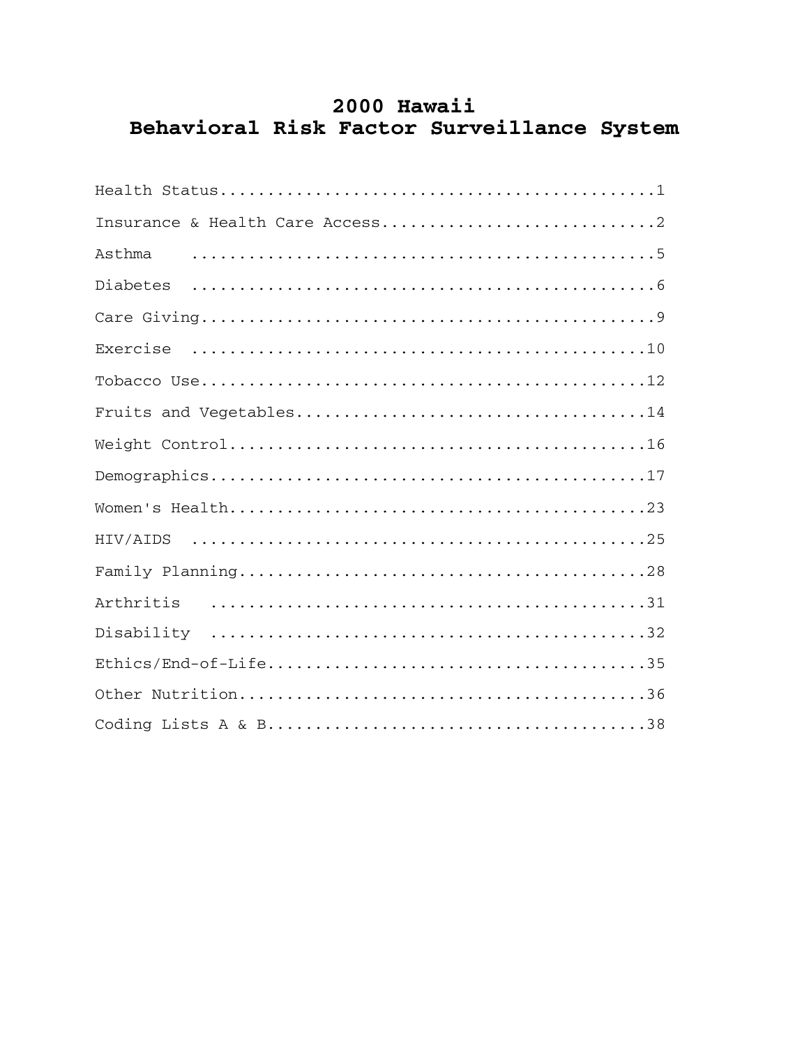# 2000 Hawaii
# Behavioral Risk Factor Surveillance System

Health Status..............................................1

Insurance & Health Care Access.............................2

Asthma ....................................................5

Diabetes ..................................................6

Care Giving................................................9

Exercise ..................................................10

Tobacco Use................................................12

Fruits and Vegetables......................................14

Weight Control.............................................16

Demographics...............................................17

Women's Health.............................................23

HIV/AIDS ..................................................25

Family Planning............................................28

Arthritis .................................................31

Disability ................................................32

Ethics/End-of-Life.........................................35

Other Nutrition............................................36

Coding Lists A & B.........................................38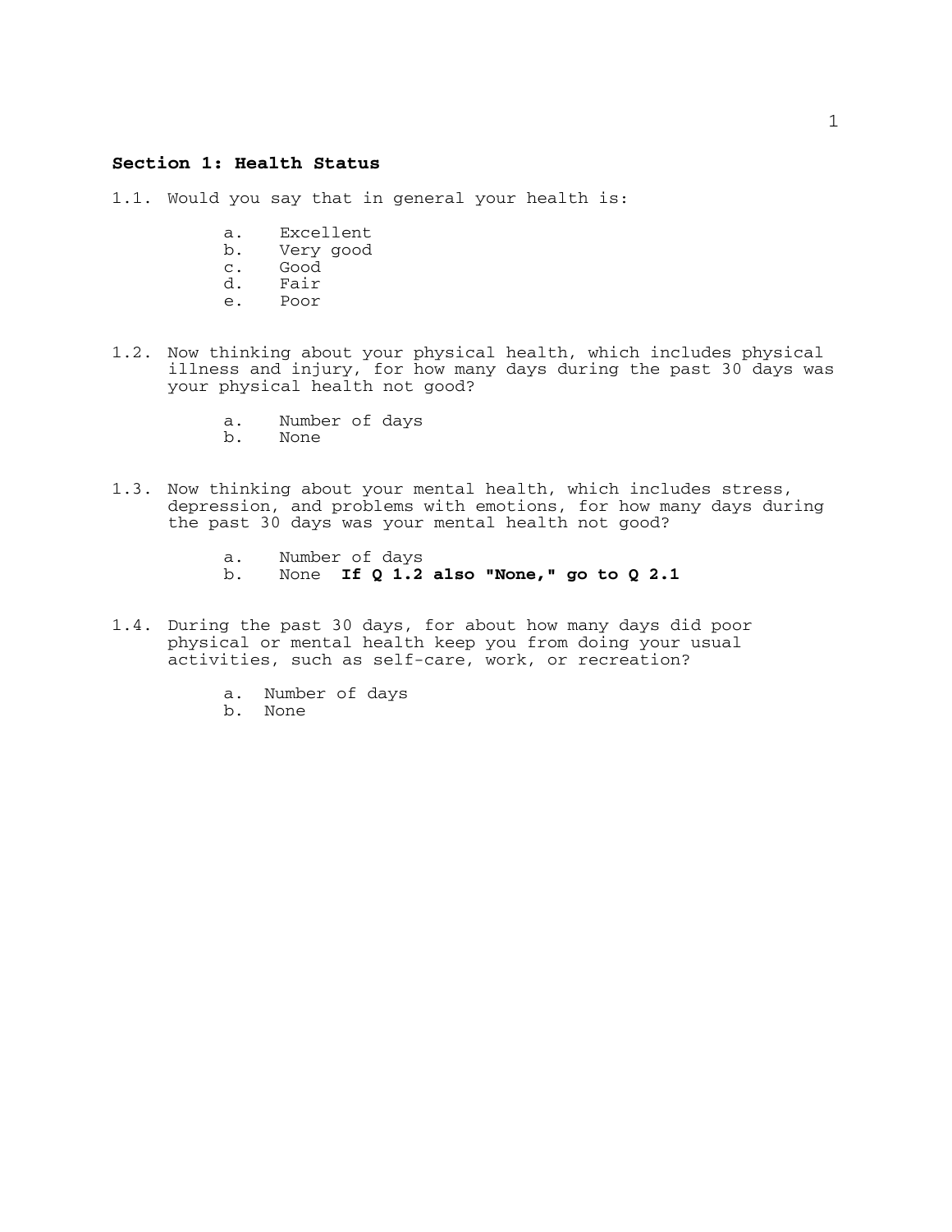## Section 1: Health Status

1.1. Would you say that in general your health is:

a. Excellent
b. Very good
c. Good
d. Fair
e. Poor

1.2. Now thinking about your physical health, which includes physical illness and injury, for how many days during the past 30 days was your physical health not good?

a. Number of days
b. None

1.3. Now thinking about your mental health, which includes stress, depression, and problems with emotions, for how many days during the past 30 days was your mental health not good?

a. Number of days
b. None **If Q 1.2 also "None," go to Q 2.1**

1.4. During the past 30 days, for about how many days did poor physical or mental health keep you from doing your usual activities, such as self-care, work, or recreation?

a. Number of days
b. None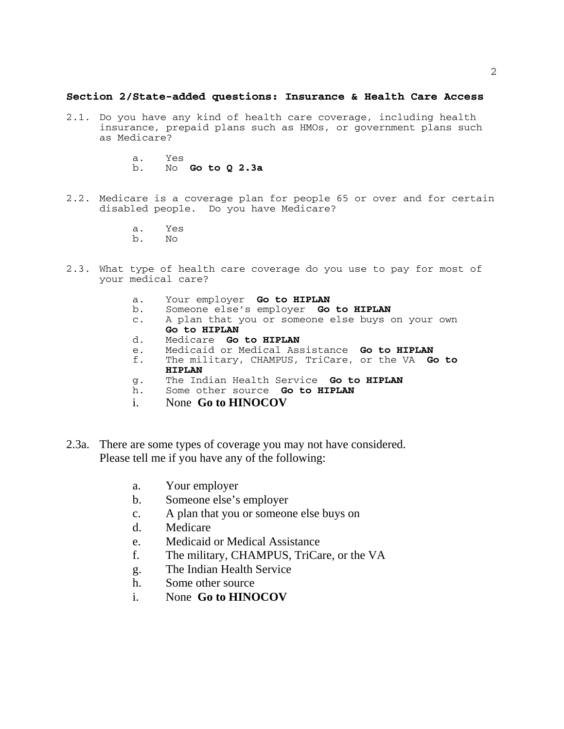## Section 2/State-added questions: Insurance & Health Care Access

2.1. Do you have any kind of health care coverage, including health insurance, prepaid plans such as HMOs, or government plans such as Medicare?

   a. Yes
   b. No **Go to Q 2.3a**

2.2. Medicare is a coverage plan for people 65 or over and for certain disabled people. Do you have Medicare?

   a. Yes
   b. No

2.3. What type of health care coverage do you use to pay for most of your medical care?

   a. Your employer **Go to HIPLAN**
   b. Someone else's employer **Go to HIPLAN**
   c. A plan that you or someone else buys on your own **Go to HIPLAN**
   d. Medicare **Go to HIPLAN**
   e. Medicaid or Medical Assistance **Go to HIPLAN**
   f. The military, CHAMPUS, TriCare, or the VA **Go to HIPLAN**
   g. The Indian Health Service **Go to HIPLAN**
   h. Some other source **Go to HIPLAN**
   i. None **Go to HINOCOV**

2.3a. There are some types of coverage you may not have considered. Please tell me if you have any of the following:

   a. Your employer
   b. Someone else's employer
   c. A plan that you or someone else buys on
   d. Medicare
   e. Medicaid or Medical Assistance
   f. The military, CHAMPUS, TriCare, or the VA
   g. The Indian Health Service
   h. Some other source
   i. None **Go to HINOCOV**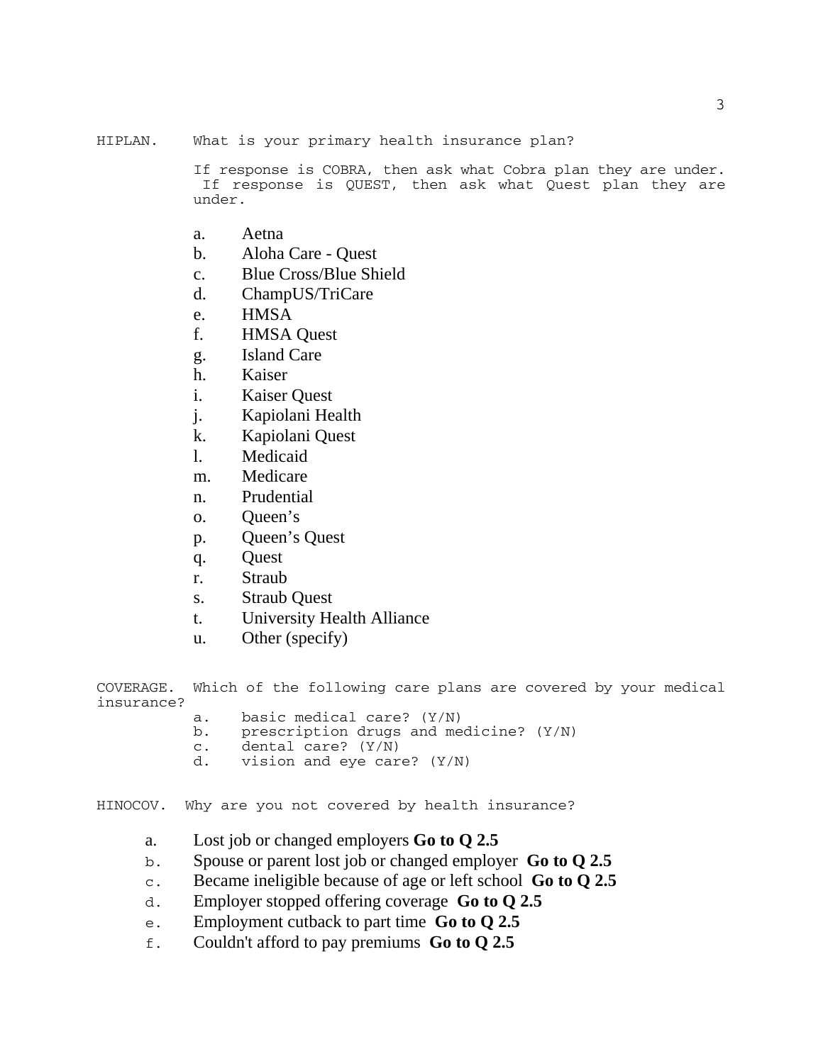HIPLAN. What is your primary health insurance plan?

If response is COBRA, then ask what Cobra plan they are under. If response is QUEST, then ask what Quest plan they are under.

a. Aetna
b. Aloha Care - Quest
c. Blue Cross/Blue Shield
d. ChampUS/TriCare
e. HMSA
f. HMSA Quest
g. Island Care
h. Kaiser
i. Kaiser Quest
j. Kapiolani Health
k. Kapiolani Quest
l. Medicaid
m. Medicare
n. Prudential
o. Queen's
p. Queen's Quest
q. Quest
r. Straub
s. Straub Quest
t. University Health Alliance
u. Other (specify)

COVERAGE. Which of the following care plans are covered by your medical insurance?

a. basic medical care? (Y/N)
b. prescription drugs and medicine? (Y/N)
c. dental care? (Y/N)
d. vision and eye care? (Y/N)

HINOCOV. Why are you not covered by health insurance?

a. Lost job or changed employers **Go to Q 2.5**
b. Spouse or parent lost job or changed employer **Go to Q 2.5**
c. Became ineligible because of age or left school **Go to Q 2.5**
d. Employer stopped offering coverage **Go to Q 2.5**
e. Employment cutback to part time **Go to Q 2.5**
f. Couldn't afford to pay premiums **Go to Q 2.5**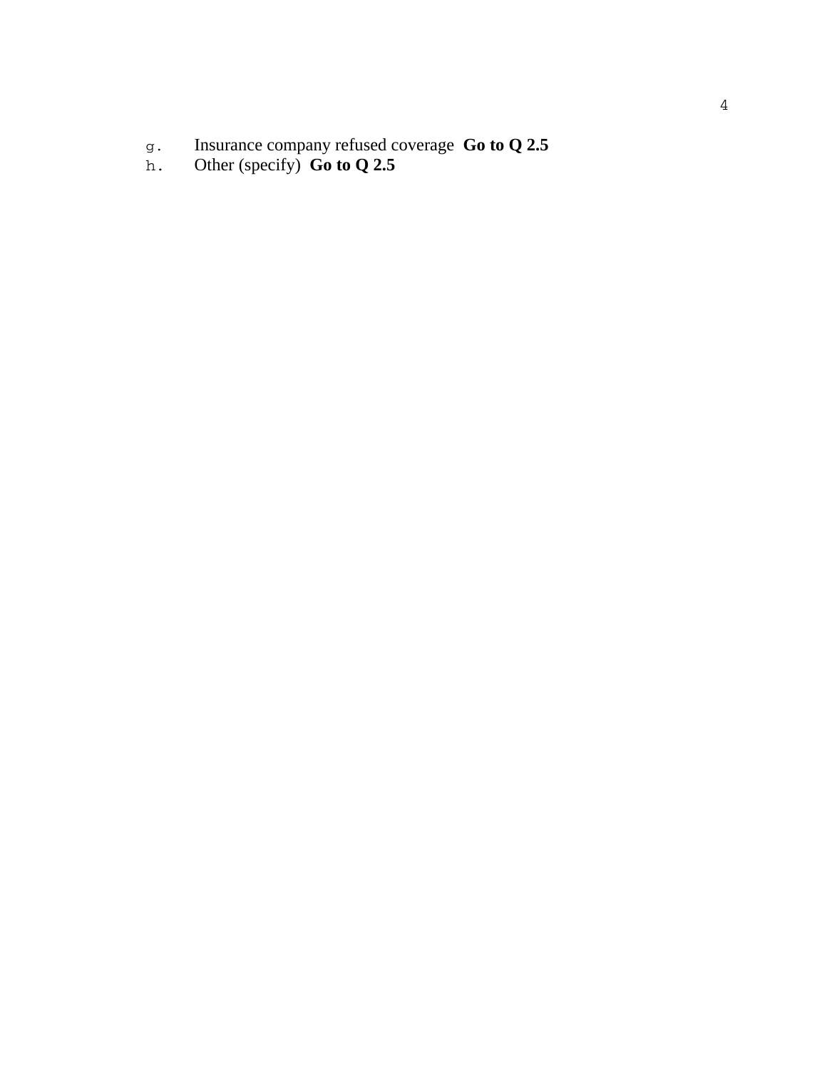g. Insurance company refused coverage **Go to Q 2.5**
h. Other (specify) **Go to Q 2.5**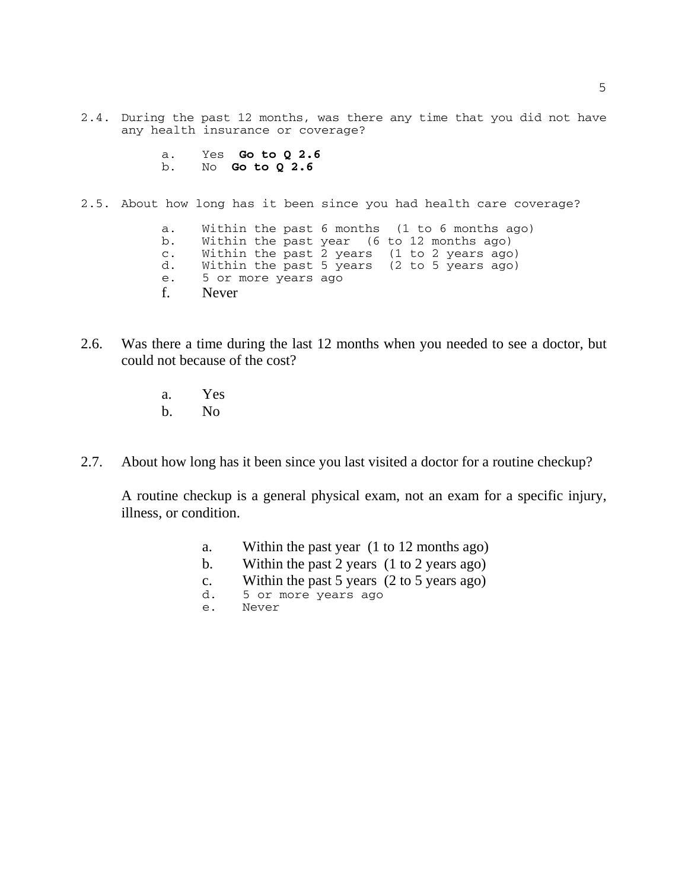2.4. During the past 12 months, was there any time that you did not have any health insurance or coverage?

a. Yes **Go to Q 2.6**
b. No **Go to Q 2.6**

2.5. About how long has it been since you had health care coverage?

a. Within the past 6 months (1 to 6 months ago)
b. Within the past year (6 to 12 months ago)
c. Within the past 2 years (1 to 2 years ago)
d. Within the past 5 years (2 to 5 years ago)
e. 5 or more years ago
f. Never

2.6. Was there a time during the last 12 months when you needed to see a doctor, but could not because of the cost?

a. Yes
b. No

2.7. About how long has it been since you last visited a doctor for a routine checkup?

A routine checkup is a general physical exam, not an exam for a specific injury, illness, or condition.

a. Within the past year (1 to 12 months ago)
b. Within the past 2 years (1 to 2 years ago)
c. Within the past 5 years (2 to 5 years ago)
d. 5 or more years ago
e. Never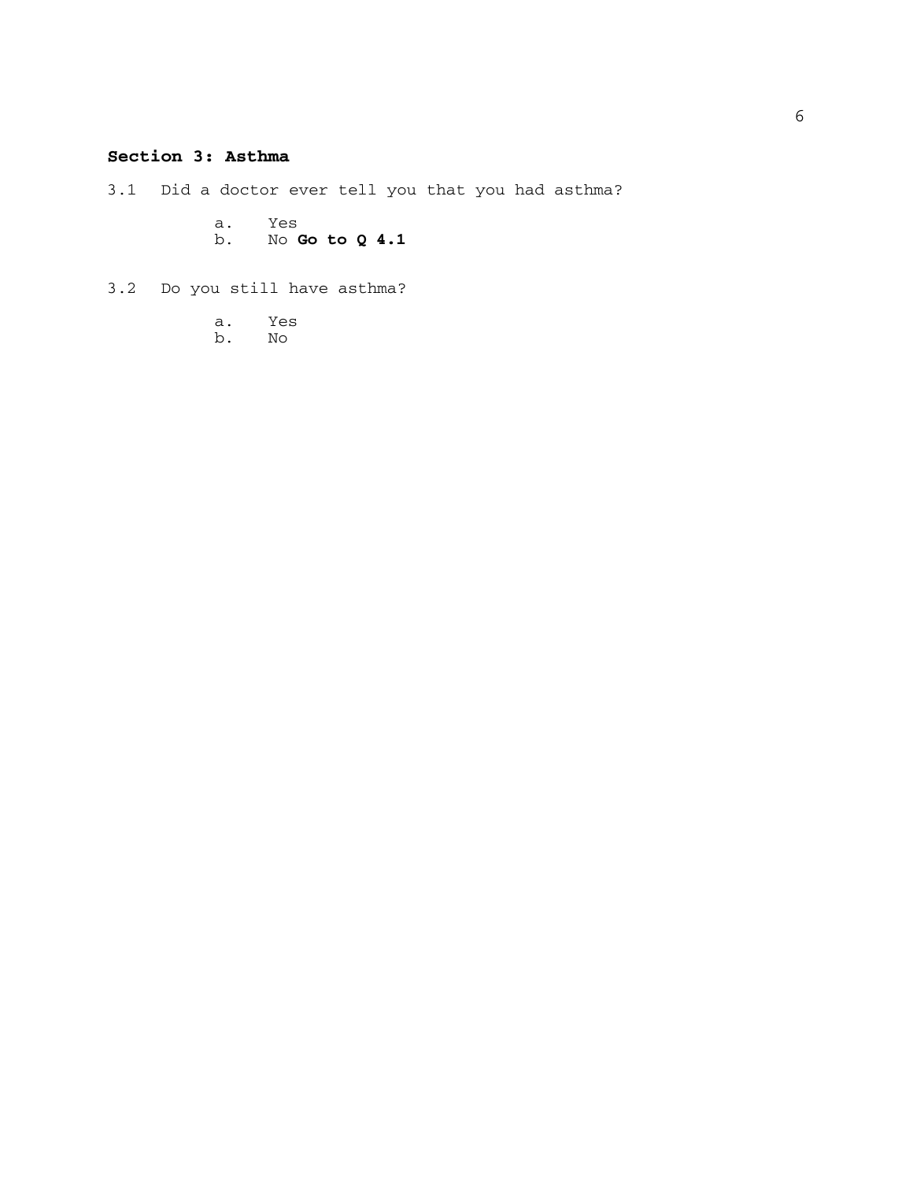## Section 3: Asthma

3.1 Did a doctor ever tell you that you had asthma?

a. Yes
b. No **Go to Q 4.1**

3.2 Do you still have asthma?

a. Yes
b. No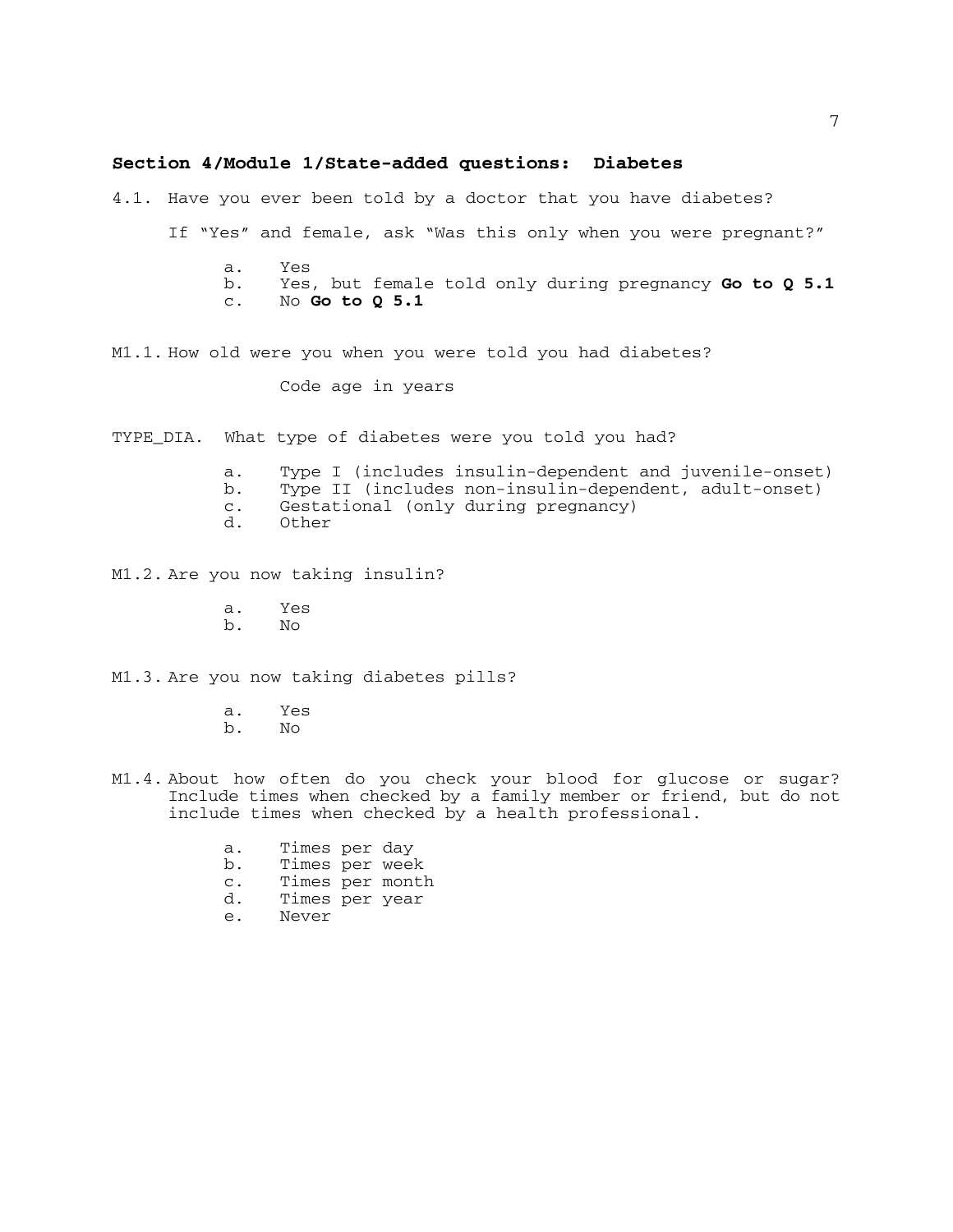## Section 4/Module 1/State-added questions: Diabetes

4.1. Have you ever been told by a doctor that you have diabetes?

If "Yes" and female, ask "Was this only when you were pregnant?"

a. Yes
b. Yes, but female told only during pregnancy **Go to Q 5.1**
c. No **Go to Q 5.1**

M1.1. How old were you when you were told you had diabetes?

Code age in years

TYPE_DIA. What type of diabetes were you told you had?

a. Type I (includes insulin-dependent and juvenile-onset)
b. Type II (includes non-insulin-dependent, adult-onset)
c. Gestational (only during pregnancy)
d. Other

M1.2. Are you now taking insulin?

a. Yes
b. No

M1.3. Are you now taking diabetes pills?

a. Yes
b. No

M1.4. About how often do you check your blood for glucose or sugar? Include times when checked by a family member or friend, but do not include times when checked by a health professional.

a. Times per day
b. Times per week
c. Times per month
d. Times per year
e. Never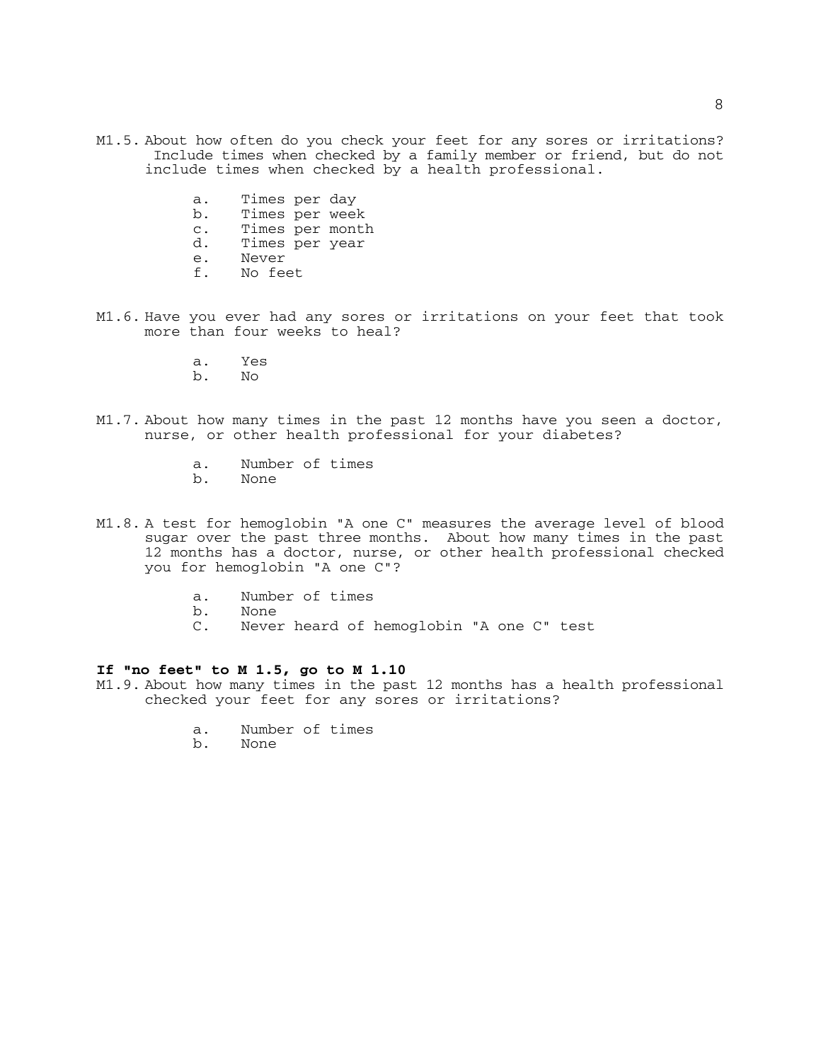M1.5. About how often do you check your feet for any sores or irritations? Include times when checked by a family member or friend, but do not include times when checked by a health professional.

- a. Times per day
- b. Times per week
- c. Times per month
- d. Times per year
- e. Never
- f. No feet

M1.6. Have you ever had any sores or irritations on your feet that took more than four weeks to heal?

- a. Yes
- b. No

M1.7. About how many times in the past 12 months have you seen a doctor, nurse, or other health professional for your diabetes?

- a. Number of times
- b. None

M1.8. A test for hemoglobin "A one C" measures the average level of blood sugar over the past three months. About how many times in the past 12 months has a doctor, nurse, or other health professional checked you for hemoglobin "A one C"?

- a. Number of times
- b. None
- C. Never heard of hemoglobin "A one C" test

**If "no feet" to M 1.5, go to M 1.10**

M1.9. About how many times in the past 12 months has a health professional checked your feet for any sores or irritations?

- a. Number of times
- b. None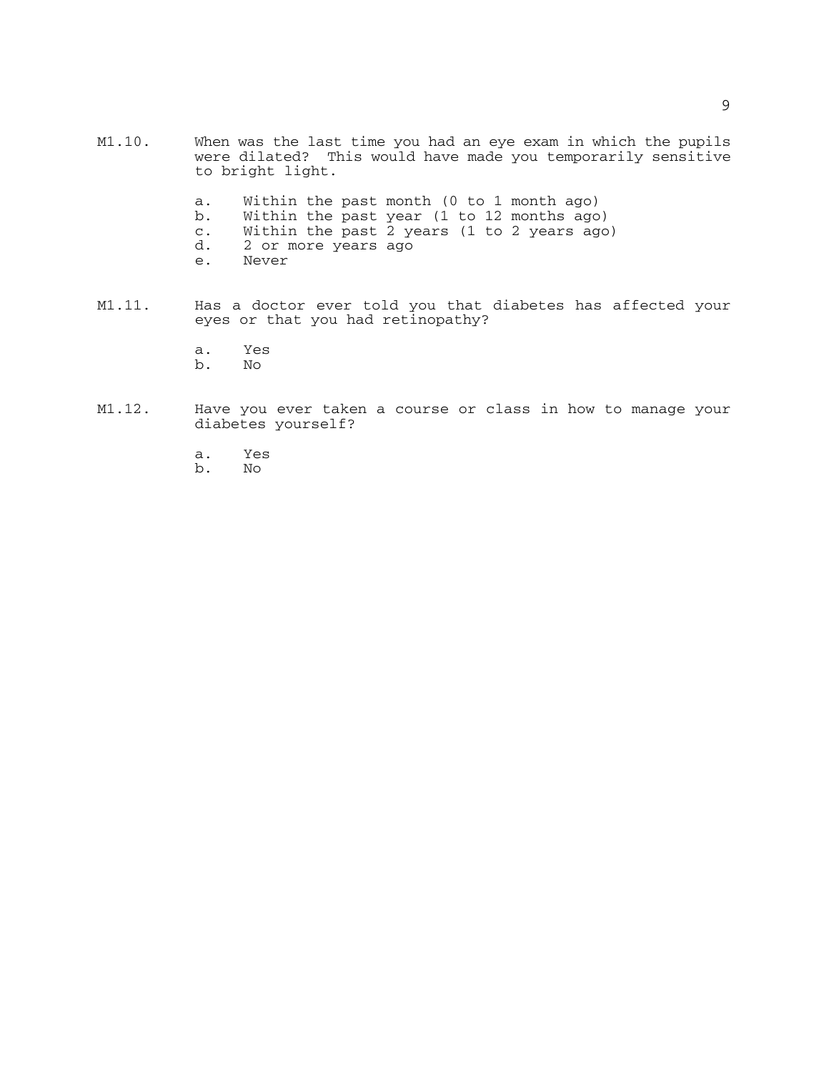M1.10. When was the last time you had an eye exam in which the pupils were dilated? This would have made you temporarily sensitive to bright light.

a. Within the past month (0 to 1 month ago)
b. Within the past year (1 to 12 months ago)
c. Within the past 2 years (1 to 2 years ago)
d. 2 or more years ago
e. Never

M1.11. Has a doctor ever told you that diabetes has affected your eyes or that you had retinopathy?

a. Yes
b. No

M1.12. Have you ever taken a course or class in how to manage your diabetes yourself?

a. Yes
b. No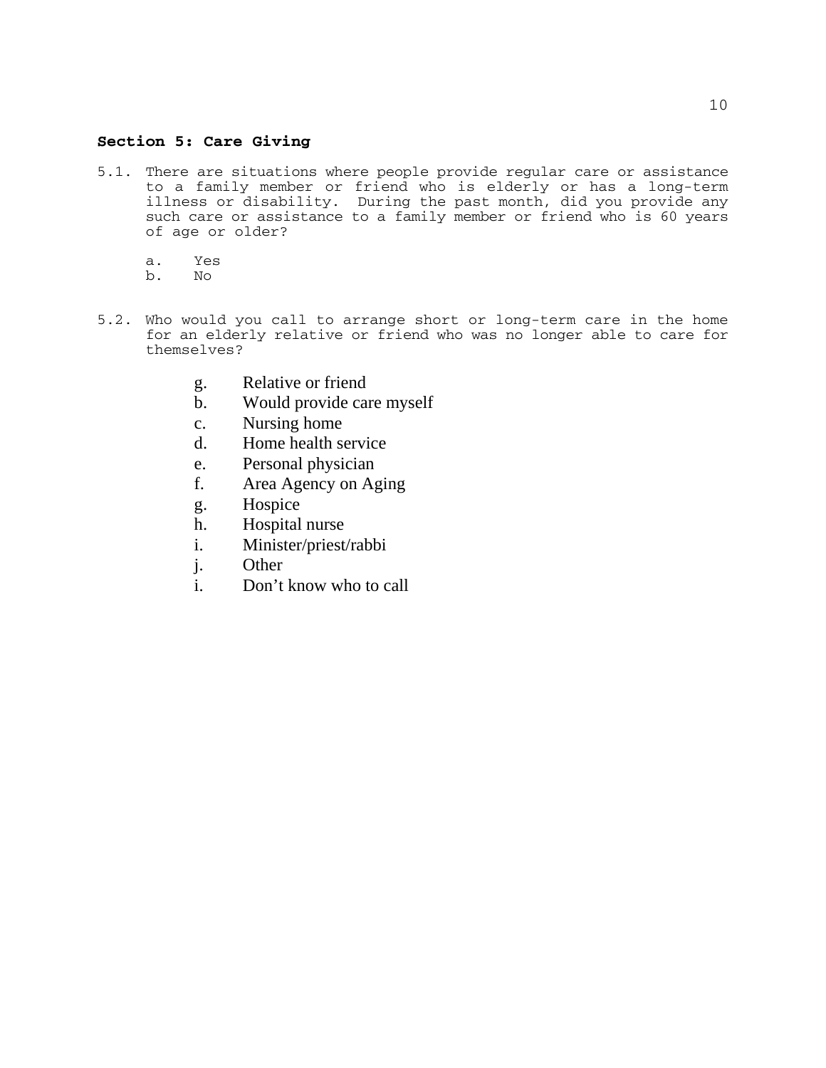## Section 5: Care Giving

5.1. There are situations where people provide regular care or assistance to a family member or friend who is elderly or has a long-term illness or disability. During the past month, did you provide any such care or assistance to a family member or friend who is 60 years of age or older?

a. Yes
b. No

5.2. Who would you call to arrange short or long-term care in the home for an elderly relative or friend who was no longer able to care for themselves?

g. Relative or friend
b. Would provide care myself
c. Nursing home
d. Home health service
e. Personal physician
f. Area Agency on Aging
g. Hospice
h. Hospital nurse
i. Minister/priest/rabbi
j. Other
i. Don't know who to call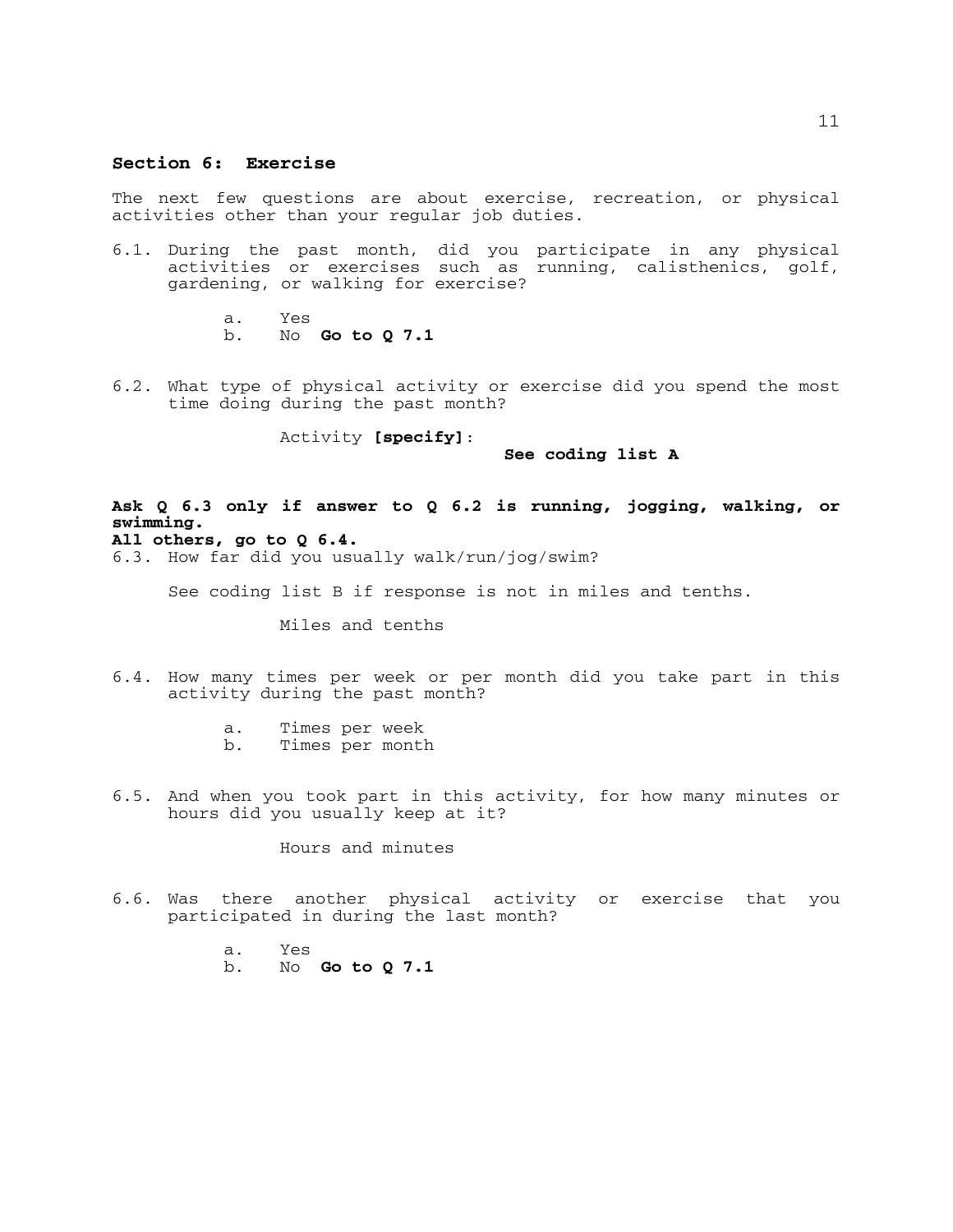## Section 6: Exercise

The next few questions are about exercise, recreation, or physical activities other than your regular job duties.

6.1. During the past month, did you participate in any physical activities or exercises such as running, calisthenics, golf, gardening, or walking for exercise?

- a. Yes
- b. No **Go to Q 7.1**

6.2. What type of physical activity or exercise did you spend the most time doing during the past month?

Activity **[specify]**:

**See coding list A**

**Ask Q 6.3 only if answer to Q 6.2 is running, jogging, walking, or swimming.**
**All others, go to Q 6.4.**

6.3. How far did you usually walk/run/jog/swim?

See coding list B if response is not in miles and tenths.

Miles and tenths

6.4. How many times per week or per month did you take part in this activity during the past month?

- a. Times per week
- b. Times per month

6.5. And when you took part in this activity, for how many minutes or hours did you usually keep at it?

Hours and minutes

6.6. Was there another physical activity or exercise that you participated in during the last month?

- a. Yes
- b. No **Go to Q 7.1**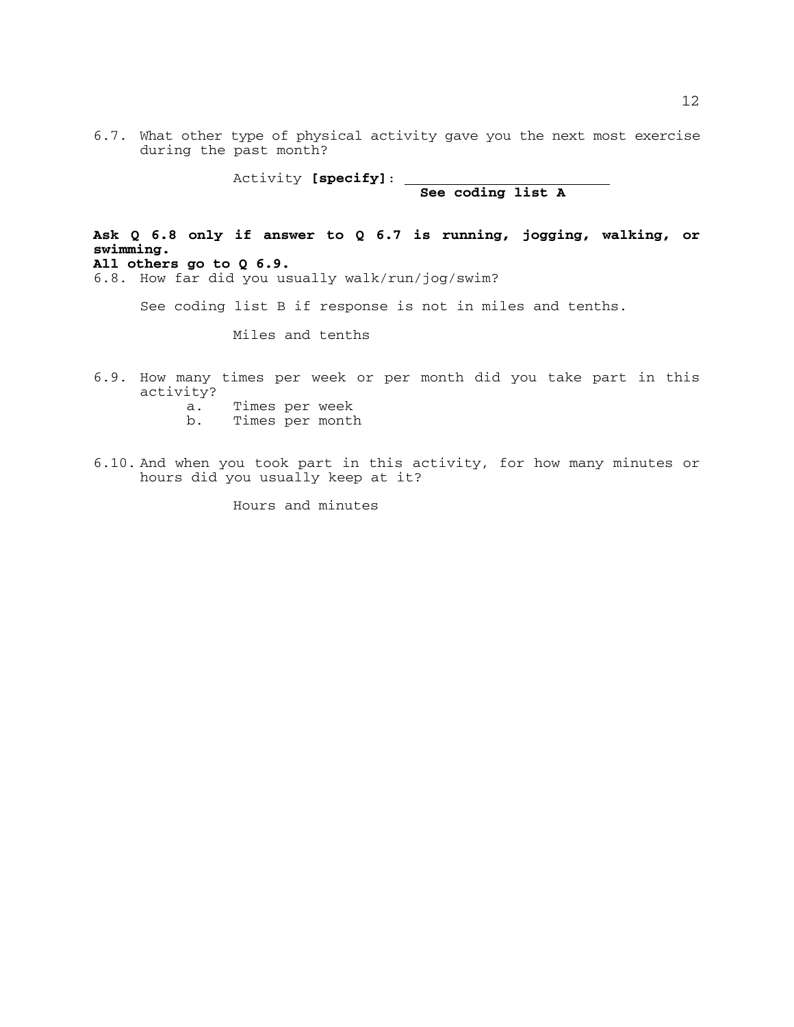6.7. What other type of physical activity gave you the next most exercise during the past month?

Activity **[specify]**: ________________________
**See coding list A**

**Ask Q 6.8 only if answer to Q 6.7 is running, jogging, walking, or swimming.**
**All others go to Q 6.9.**

6.8. How far did you usually walk/run/jog/swim?

See coding list B if response is not in miles and tenths.

Miles and tenths

6.9. How many times per week or per month did you take part in this activity?

a. Times per week
b. Times per month

6.10. And when you took part in this activity, for how many minutes or hours did you usually keep at it?

Hours and minutes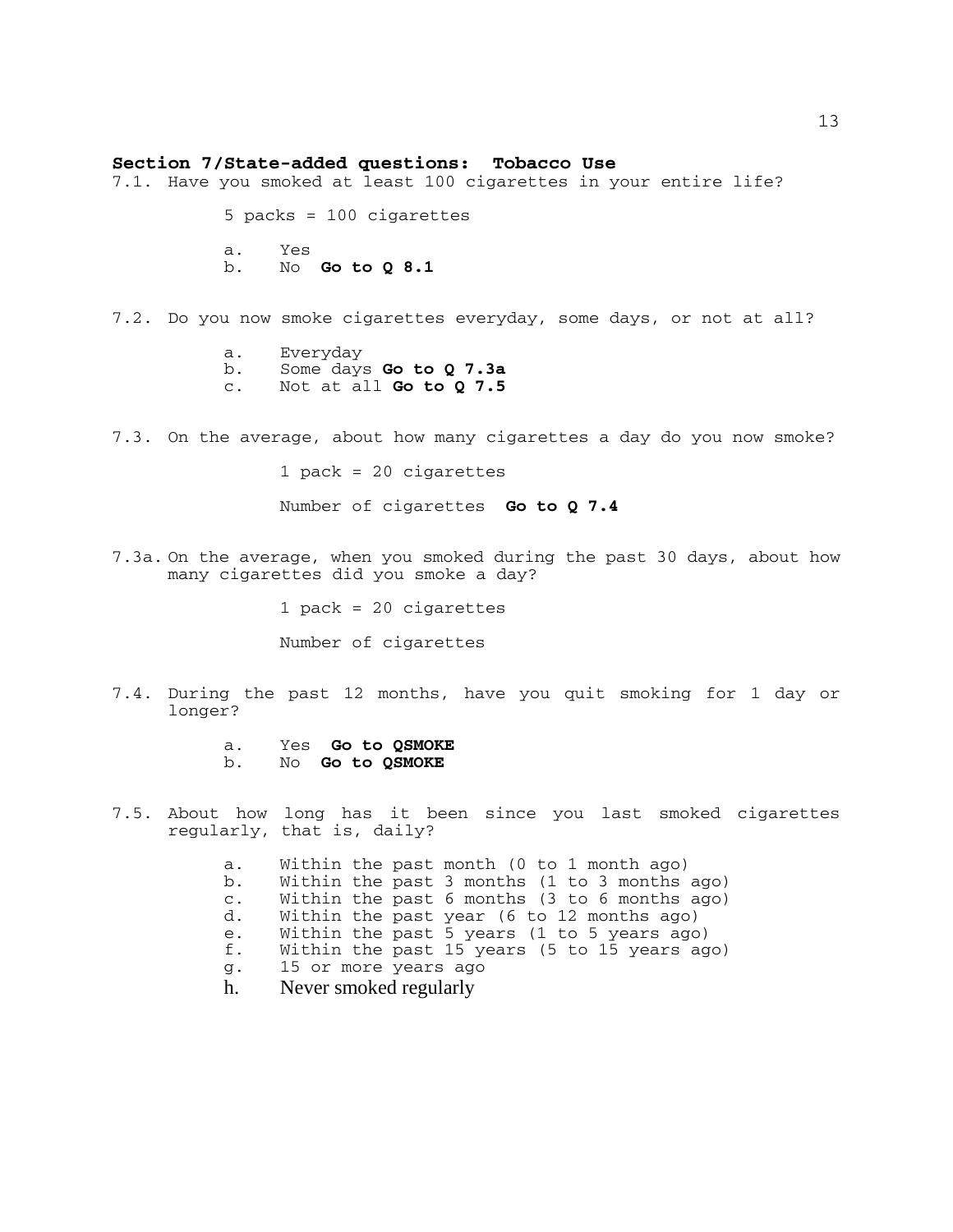## Section 7/State-added questions:  Tobacco Use

7.1. Have you smoked at least 100 cigarettes in your entire life?

5 packs = 100 cigarettes

a. Yes
b. No **Go to Q 8.1**

7.2. Do you now smoke cigarettes everyday, some days, or not at all?

a. Everyday
b. Some days **Go to Q 7.3a**
c. Not at all **Go to Q 7.5**

7.3. On the average, about how many cigarettes a day do you now smoke?

1 pack = 20 cigarettes

Number of cigarettes **Go to Q 7.4**

7.3a. On the average, when you smoked during the past 30 days, about how many cigarettes did you smoke a day?

1 pack = 20 cigarettes

Number of cigarettes

7.4. During the past 12 months, have you quit smoking for 1 day or longer?

a. Yes **Go to QSMOKE**
b. No **Go to QSMOKE**

7.5. About how long has it been since you last smoked cigarettes regularly, that is, daily?

a. Within the past month (0 to 1 month ago)
b. Within the past 3 months (1 to 3 months ago)
c. Within the past 6 months (3 to 6 months ago)
d. Within the past year (6 to 12 months ago)
e. Within the past 5 years (1 to 5 years ago)
f. Within the past 15 years (5 to 15 years ago)
g. 15 or more years ago
h. Never smoked regularly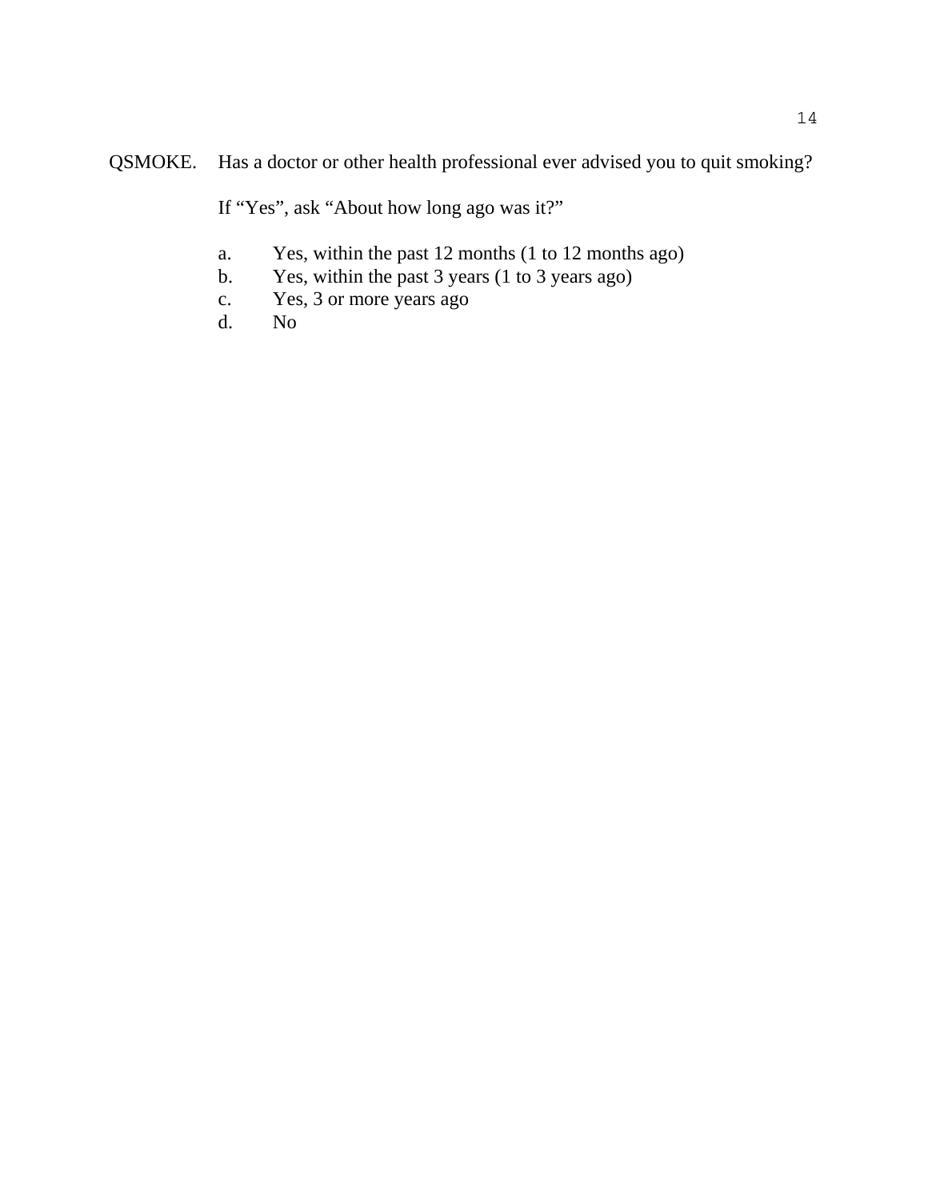QSMOKE. Has a doctor or other health professional ever advised you to quit smoking?

If "Yes", ask "About how long ago was it?"

a. Yes, within the past 12 months (1 to 12 months ago)
b. Yes, within the past 3 years (1 to 3 years ago)
c. Yes, 3 or more years ago
d. No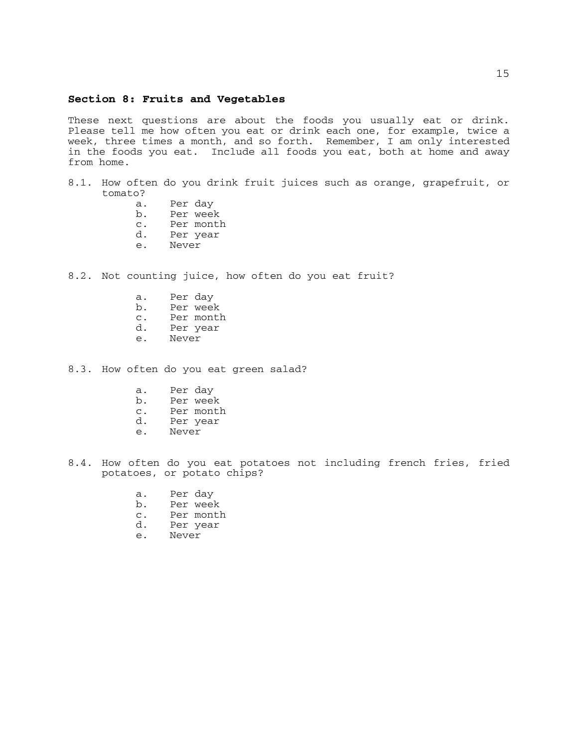## Section 8: Fruits and Vegetables

These next questions are about the foods you usually eat or drink. Please tell me how often you eat or drink each one, for example, twice a week, three times a month, and so forth. Remember, I am only interested in the foods you eat. Include all foods you eat, both at home and away from home.

8.1. How often do you drink fruit juices such as orange, grapefruit, or tomato?

- a. Per day
- b. Per week
- c. Per month
- d. Per year
- e. Never

8.2. Not counting juice, how often do you eat fruit?

- a. Per day
- b. Per week
- c. Per month
- d. Per year
- e. Never

8.3. How often do you eat green salad?

- a. Per day
- b. Per week
- c. Per month
- d. Per year
- e. Never

8.4. How often do you eat potatoes not including french fries, fried potatoes, or potato chips?

- a. Per day
- b. Per week
- c. Per month
- d. Per year
- e. Never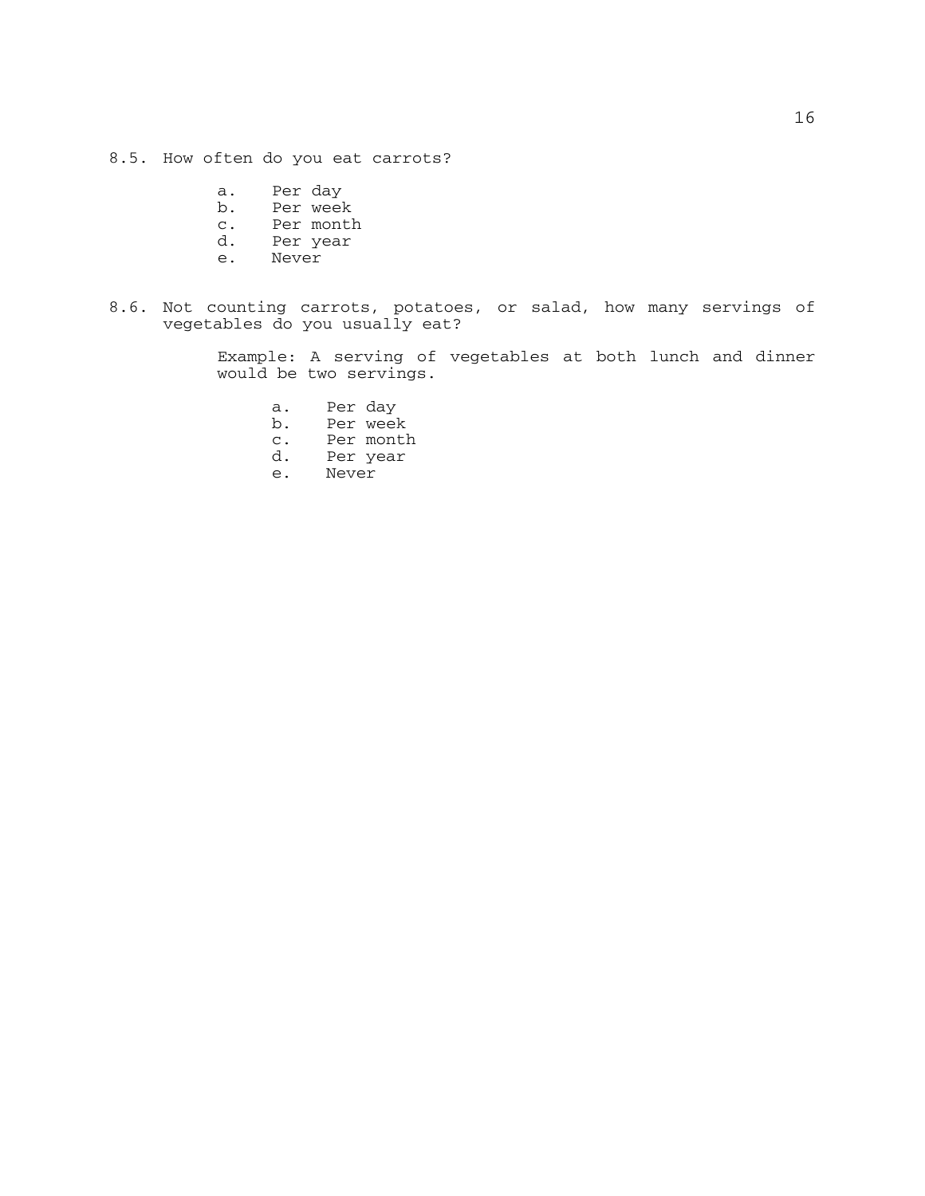8.5. How often do you eat carrots?

a. Per day
b. Per week
c. Per month
d. Per year
e. Never

8.6. Not counting carrots, potatoes, or salad, how many servings of vegetables do you usually eat?

Example: A serving of vegetables at both lunch and dinner would be two servings.

a. Per day
b. Per week
c. Per month
d. Per year
e. Never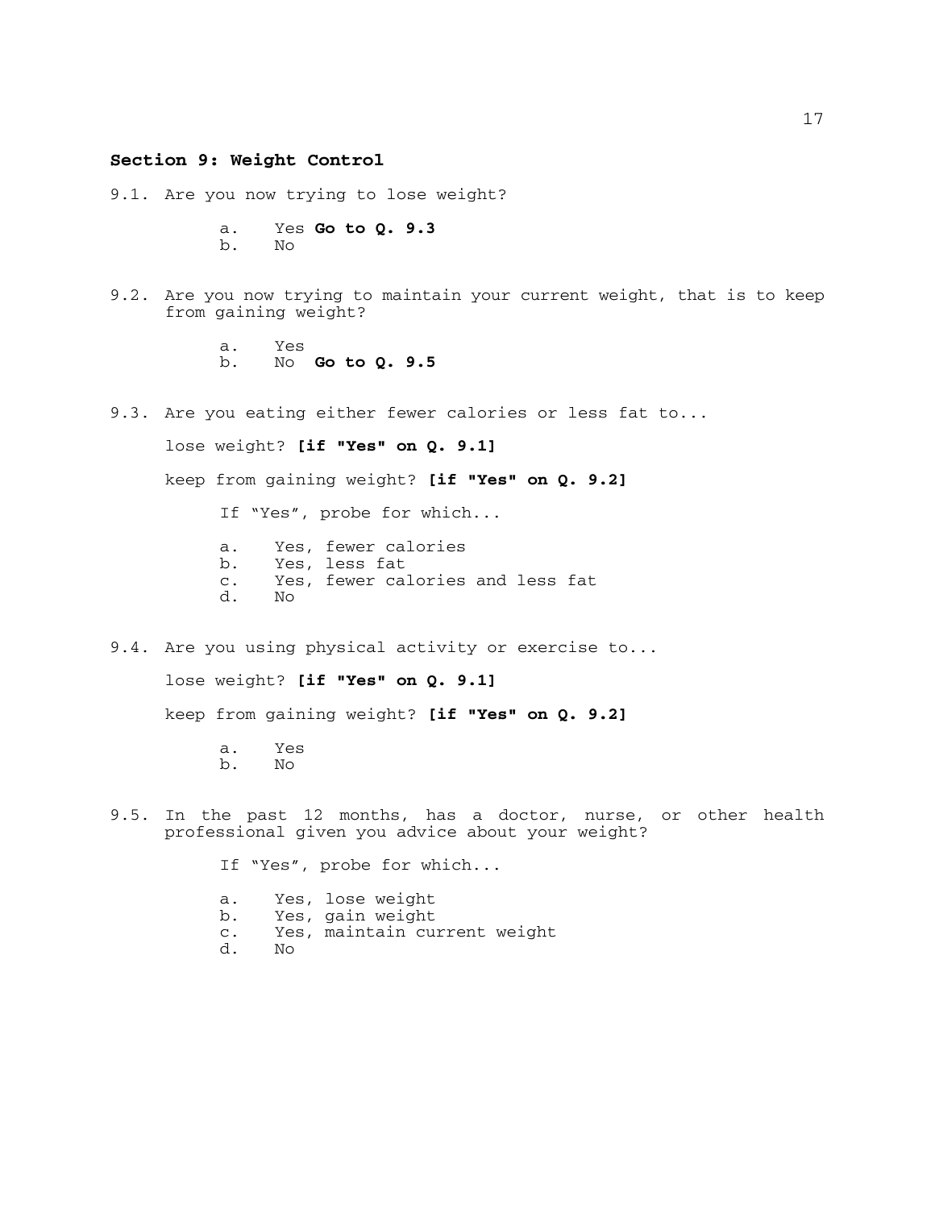## Section 9: Weight Control

9.1. Are you now trying to lose weight?

a. Yes **Go to Q. 9.3**
b. No

9.2. Are you now trying to maintain your current weight, that is to keep from gaining weight?

a. Yes
b. No **Go to Q. 9.5**

9.3. Are you eating either fewer calories or less fat to...

lose weight? **[if "Yes" on Q. 9.1]**

keep from gaining weight? **[if "Yes" on Q. 9.2]**

If "Yes", probe for which...

a. Yes, fewer calories
b. Yes, less fat
c. Yes, fewer calories and less fat
d. No

9.4. Are you using physical activity or exercise to...

lose weight? **[if "Yes" on Q. 9.1]**

keep from gaining weight? **[if "Yes" on Q. 9.2]**

a. Yes
b. No

9.5. In the past 12 months, has a doctor, nurse, or other health professional given you advice about your weight?

If "Yes", probe for which...

a. Yes, lose weight
b. Yes, gain weight
c. Yes, maintain current weight
d. No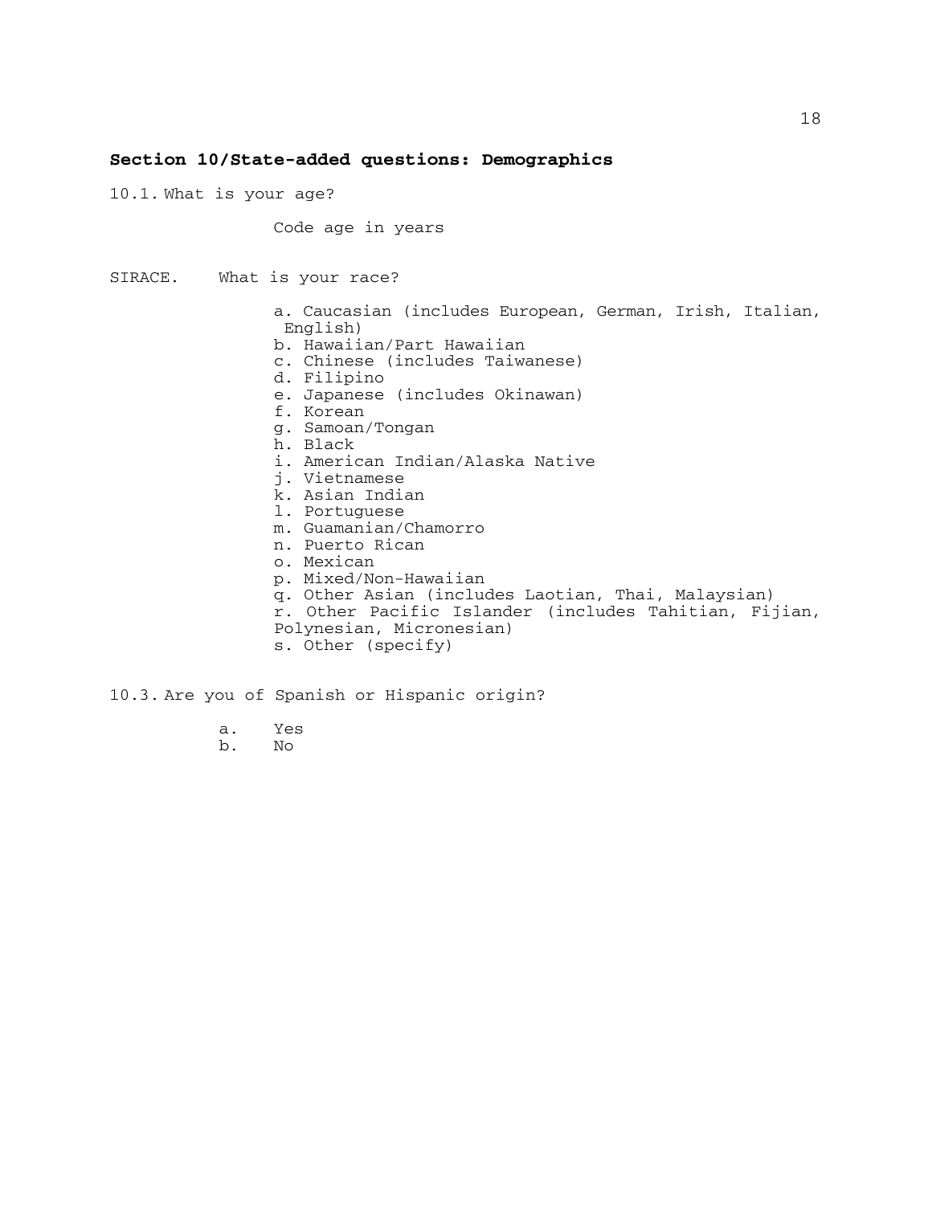## Section 10/State-added questions: Demographics

10.1. What is your age?

Code age in years

SIRACE. What is your race?

a. Caucasian (includes European, German, Irish, Italian, English)
b. Hawaiian/Part Hawaiian
c. Chinese (includes Taiwanese)
d. Filipino
e. Japanese (includes Okinawan)
f. Korean
g. Samoan/Tongan
h. Black
i. American Indian/Alaska Native
j. Vietnamese
k. Asian Indian
l. Portuguese
m. Guamanian/Chamorro
n. Puerto Rican
o. Mexican
p. Mixed/Non-Hawaiian
q. Other Asian (includes Laotian, Thai, Malaysian)
r. Other Pacific Islander (includes Tahitian, Fijian, Polynesian, Micronesian)
s. Other (specify)

10.3. Are you of Spanish or Hispanic origin?

a. Yes
b. No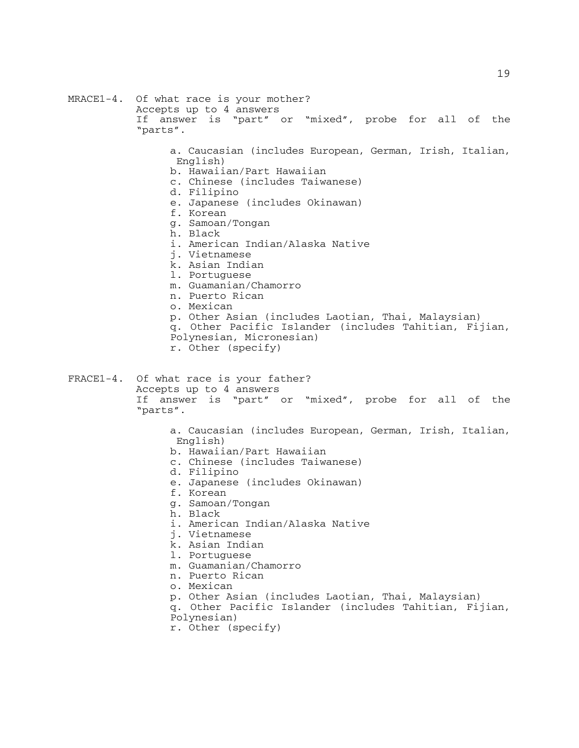MRACE1-4. Of what race is your mother?
Accepts up to 4 answers
If answer is “part” or “mixed”, probe for all of the “parts”.

- a. Caucasian (includes European, German, Irish, Italian, English)
- b. Hawaiian/Part Hawaiian
- c. Chinese (includes Taiwanese)
- d. Filipino
- e. Japanese (includes Okinawan)
- f. Korean
- g. Samoan/Tongan
- h. Black
- i. American Indian/Alaska Native
- j. Vietnamese
- k. Asian Indian
- l. Portuguese
- m. Guamanian/Chamorro
- n. Puerto Rican
- o. Mexican
- p. Other Asian (includes Laotian, Thai, Malaysian)
- q. Other Pacific Islander (includes Tahitian, Fijian, Polynesian, Micronesian)
- r. Other (specify)

FRACE1-4. Of what race is your father?
Accepts up to 4 answers
If answer is “part” or “mixed”, probe for all of the “parts”.

- a. Caucasian (includes European, German, Irish, Italian, English)
- b. Hawaiian/Part Hawaiian
- c. Chinese (includes Taiwanese)
- d. Filipino
- e. Japanese (includes Okinawan)
- f. Korean
- g. Samoan/Tongan
- h. Black
- i. American Indian/Alaska Native
- j. Vietnamese
- k. Asian Indian
- l. Portuguese
- m. Guamanian/Chamorro
- n. Puerto Rican
- o. Mexican
- p. Other Asian (includes Laotian, Thai, Malaysian)
- q. Other Pacific Islander (includes Tahitian, Fijian, Polynesian)
- r. Other (specify)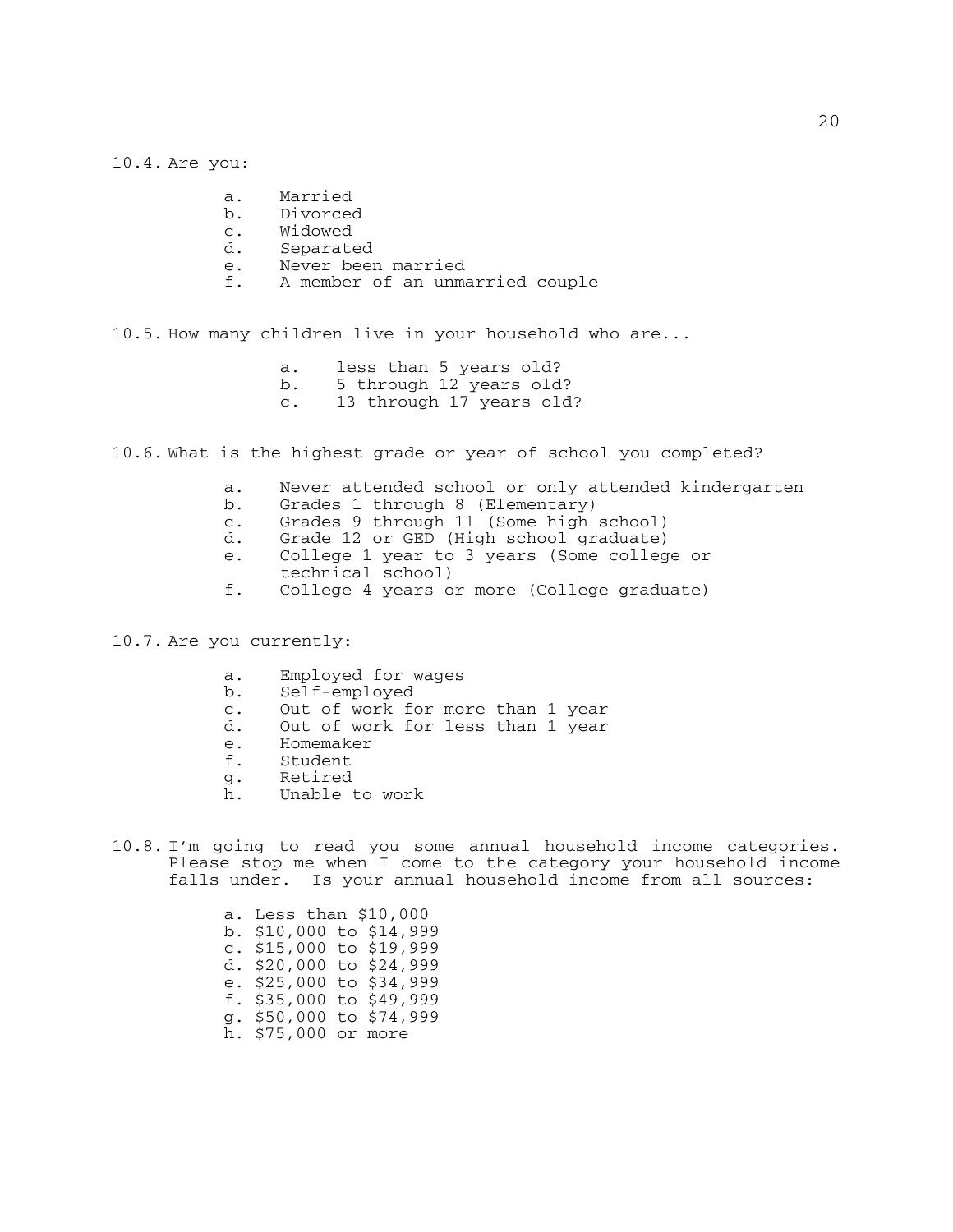10.4. Are you:

a. Married
b. Divorced
c. Widowed
d. Separated
e. Never been married
f. A member of an unmarried couple

10.5. How many children live in your household who are...

a. less than 5 years old?
b. 5 through 12 years old?
c. 13 through 17 years old?

10.6. What is the highest grade or year of school you completed?

a. Never attended school or only attended kindergarten
b. Grades 1 through 8 (Elementary)
c. Grades 9 through 11 (Some high school)
d. Grade 12 or GED (High school graduate)
e. College 1 year to 3 years (Some college or technical school)
f. College 4 years or more (College graduate)

10.7. Are you currently:

a. Employed for wages
b. Self-employed
c. Out of work for more than 1 year
d. Out of work for less than 1 year
e. Homemaker
f. Student
g. Retired
h. Unable to work

10.8. I'm going to read you some annual household income categories. Please stop me when I come to the category your household income falls under. Is your annual household income from all sources:

a. Less than $10,000
b. $10,000 to $14,999
c. $15,000 to $19,999
d. $20,000 to $24,999
e. $25,000 to $34,999
f. $35,000 to $49,999
g. $50,000 to $74,999
h. $75,000 or more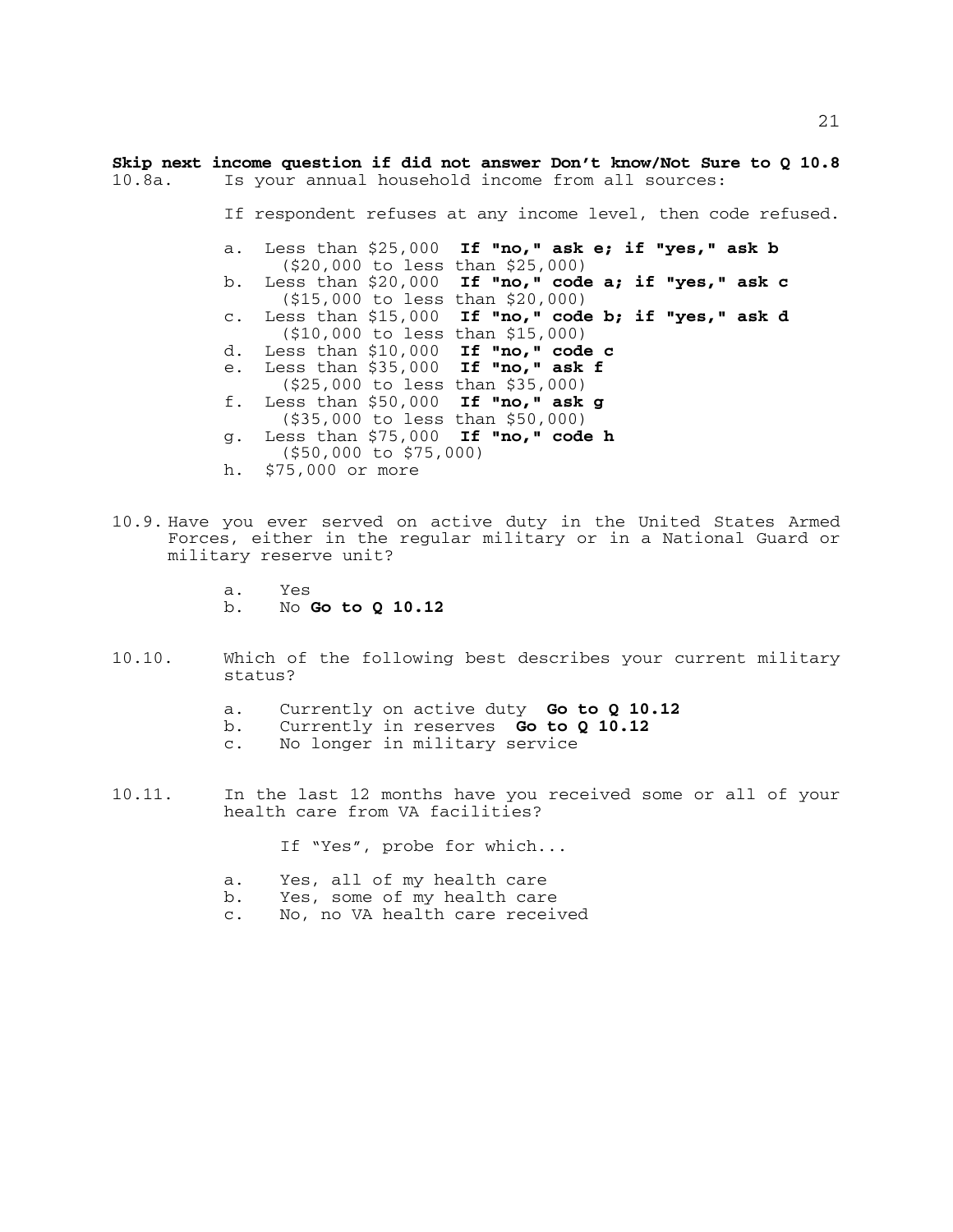**Skip next income question if did not answer Don't know/Not Sure to Q 10.8**

10.8a. Is your annual household income from all sources:

If respondent refuses at any income level, then code refused.

a. Less than $25,000 **If "no," ask e; if "yes," ask b**
   ($20,000 to less than $25,000)
b. Less than $20,000 **If "no," code a; if "yes," ask c**
   ($15,000 to less than $20,000)
c. Less than $15,000 **If "no," code b; if "yes," ask d**
   ($10,000 to less than $15,000)
d. Less than $10,000 **If "no," code c**
e. Less than $35,000 **If "no," ask f**
   ($25,000 to less than $35,000)
f. Less than $50,000 **If "no," ask g**
   ($35,000 to less than $50,000)
g. Less than $75,000 **If "no," code h**
   ($50,000 to $75,000)
h. $75,000 or more

10.9. Have you ever served on active duty in the United States Armed Forces, either in the regular military or in a National Guard or military reserve unit?

a. Yes
b. No **Go to Q 10.12**

10.10. Which of the following best describes your current military status?

a. Currently on active duty **Go to Q 10.12**
b. Currently in reserves **Go to Q 10.12**
c. No longer in military service

10.11. In the last 12 months have you received some or all of your health care from VA facilities?

If "Yes", probe for which...

a. Yes, all of my health care
b. Yes, some of my health care
c. No, no VA health care received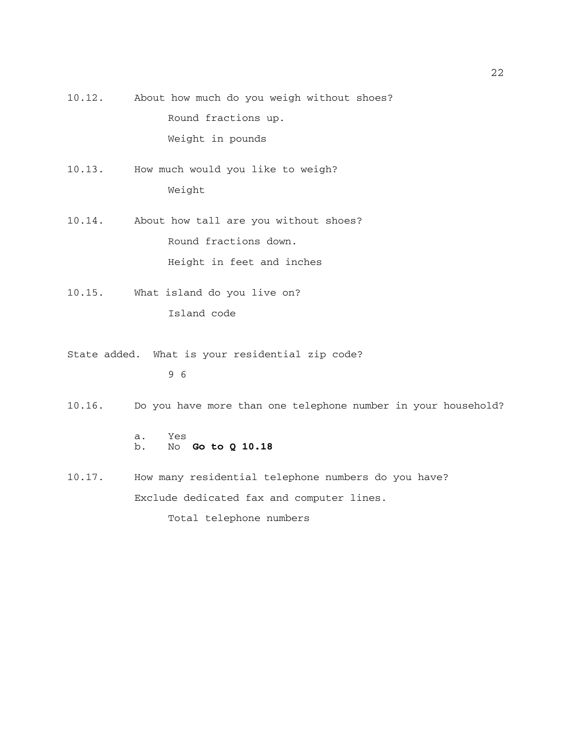10.12. About how much do you weigh without shoes?

Round fractions up.

Weight in pounds

10.13. How much would you like to weigh?

Weight

10.14. About how tall are you without shoes?

Round fractions down.

Height in feet and inches

10.15. What island do you live on?

Island code

State added. What is your residential zip code?

9 6

10.16. Do you have more than one telephone number in your household?

a. Yes
b. No **Go to Q 10.18**

10.17. How many residential telephone numbers do you have?

Exclude dedicated fax and computer lines.

Total telephone numbers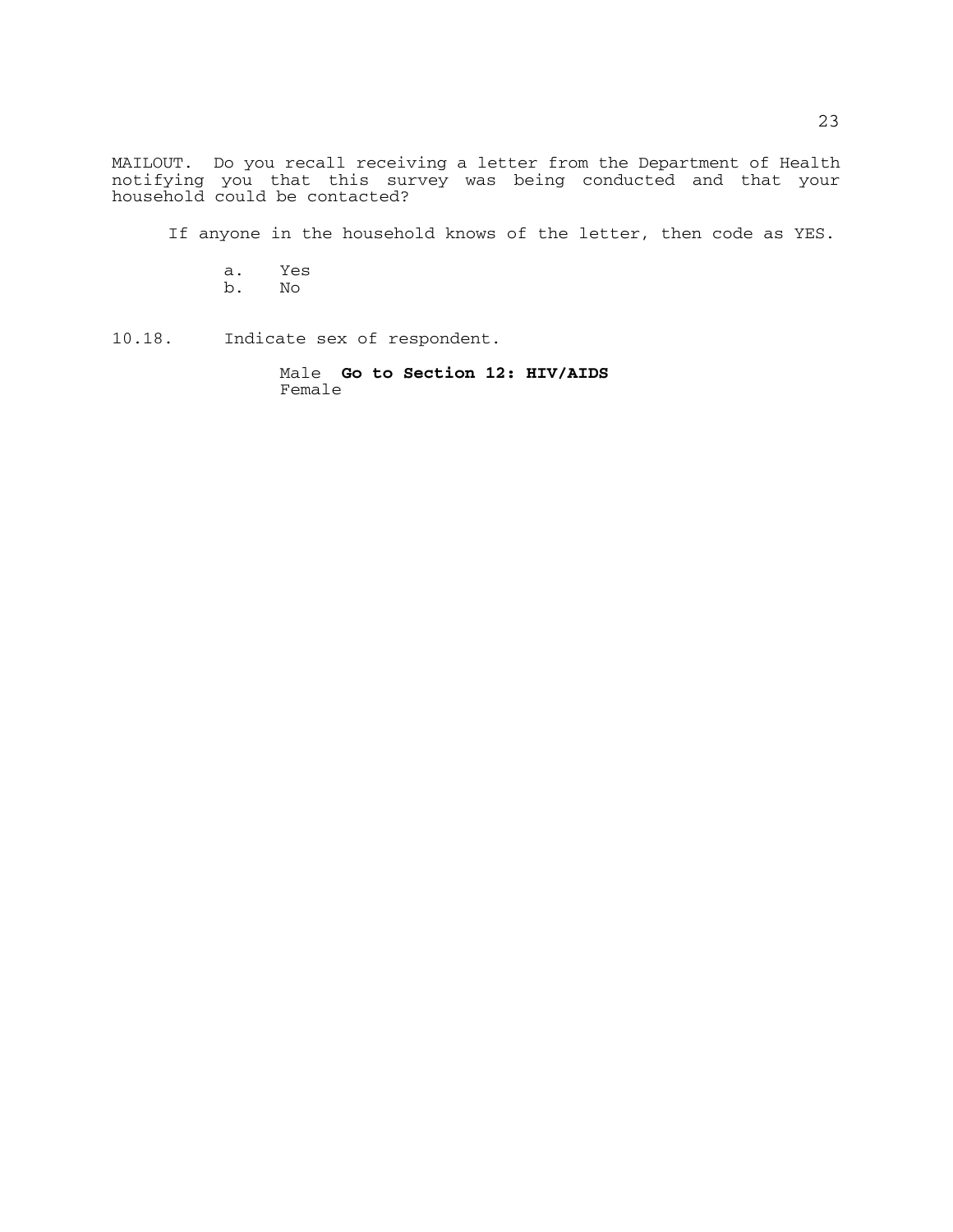MAILOUT. Do you recall receiving a letter from the Department of Health notifying you that this survey was being conducted and that your household could be contacted?

If anyone in the household knows of the letter, then code as YES.

a. Yes
b. No

10.18. Indicate sex of respondent.

Male **Go to Section 12: HIV/AIDS**
Female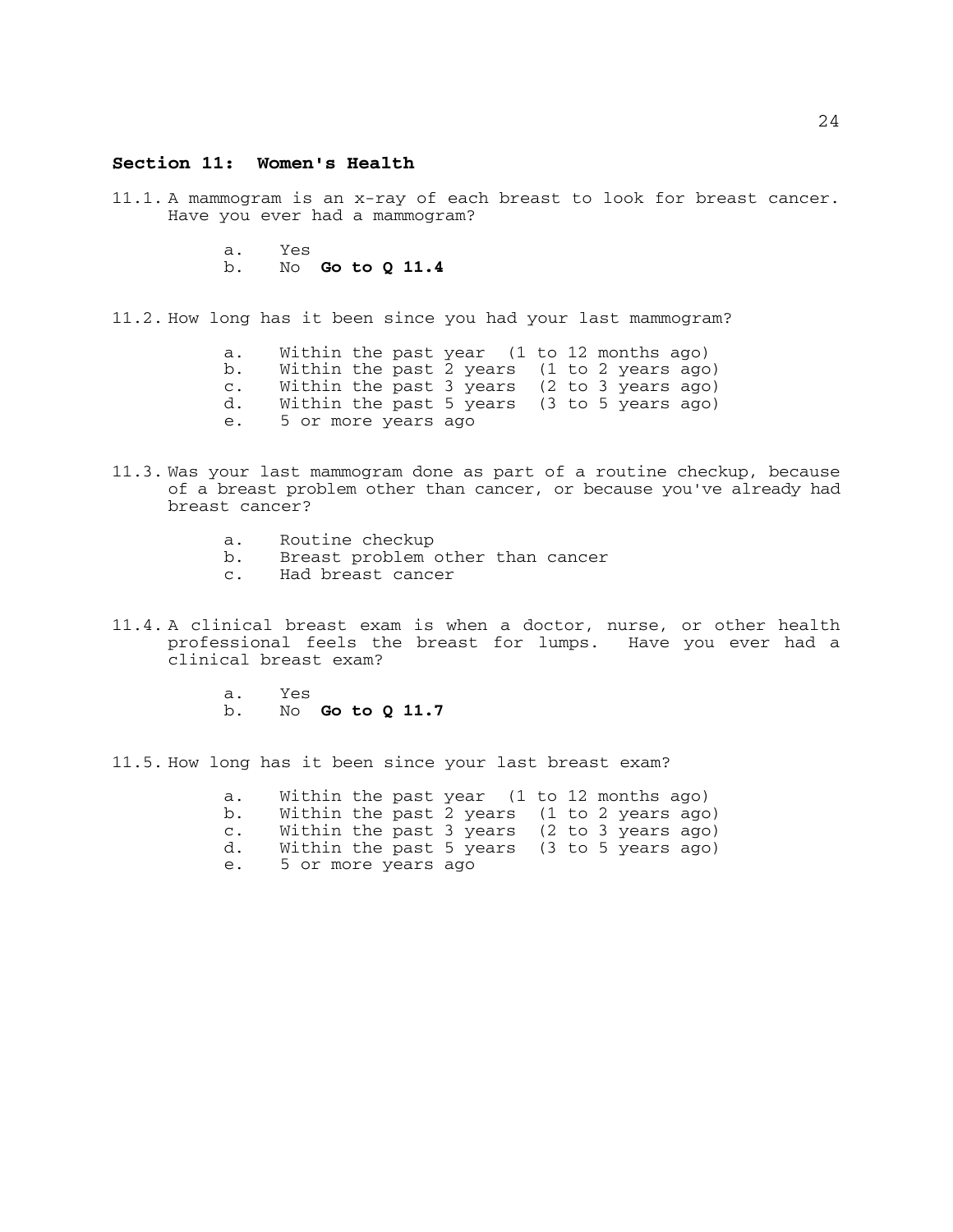## Section 11: Women's Health

11.1. A mammogram is an x-ray of each breast to look for breast cancer. Have you ever had a mammogram?

- a. Yes
- b. No **Go to Q 11.4**

11.2. How long has it been since you had your last mammogram?

- a. Within the past year (1 to 12 months ago)
- b. Within the past 2 years (1 to 2 years ago)
- c. Within the past 3 years (2 to 3 years ago)
- d. Within the past 5 years (3 to 5 years ago)
- e. 5 or more years ago

11.3. Was your last mammogram done as part of a routine checkup, because of a breast problem other than cancer, or because you've already had breast cancer?

- a. Routine checkup
- b. Breast problem other than cancer
- c. Had breast cancer

11.4. A clinical breast exam is when a doctor, nurse, or other health professional feels the breast for lumps. Have you ever had a clinical breast exam?

- a. Yes
- b. No **Go to Q 11.7**

11.5. How long has it been since your last breast exam?

- a. Within the past year (1 to 12 months ago)
- b. Within the past 2 years (1 to 2 years ago)
- c. Within the past 3 years (2 to 3 years ago)
- d. Within the past 5 years (3 to 5 years ago)
- e. 5 or more years ago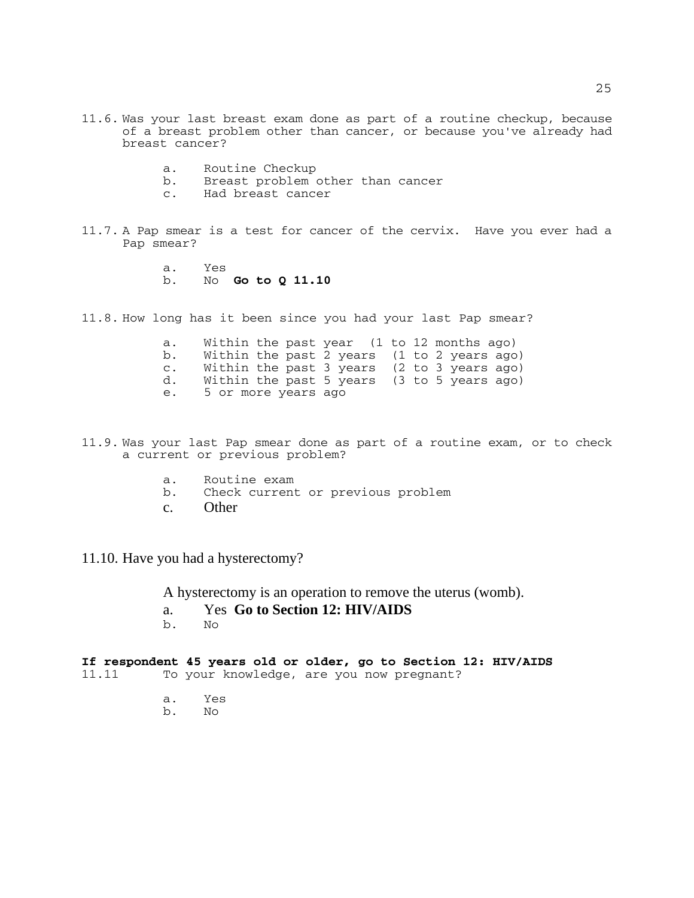11.6. Was your last breast exam done as part of a routine checkup, because of a breast problem other than cancer, or because you've already had breast cancer?

- a. Routine Checkup
- b. Breast problem other than cancer
- c. Had breast cancer

11.7. A Pap smear is a test for cancer of the cervix. Have you ever had a Pap smear?

- a. Yes
- b. No **Go to Q 11.10**

11.8. How long has it been since you had your last Pap smear?

- a. Within the past year (1 to 12 months ago)
- b. Within the past 2 years (1 to 2 years ago)
- c. Within the past 3 years (2 to 3 years ago)
- d. Within the past 5 years (3 to 5 years ago)
- e. 5 or more years ago

11.9. Was your last Pap smear done as part of a routine exam, or to check a current or previous problem?

- a. Routine exam
- b. Check current or previous problem
- c. Other

11.10. Have you had a hysterectomy?

A hysterectomy is an operation to remove the uterus (womb).

- a. Yes **Go to Section 12: HIV/AIDS**
- b. No

**If respondent 45 years old or older, go to Section 12: HIV/AIDS**

11.11 To your knowledge, are you now pregnant?

- a. Yes
- b. No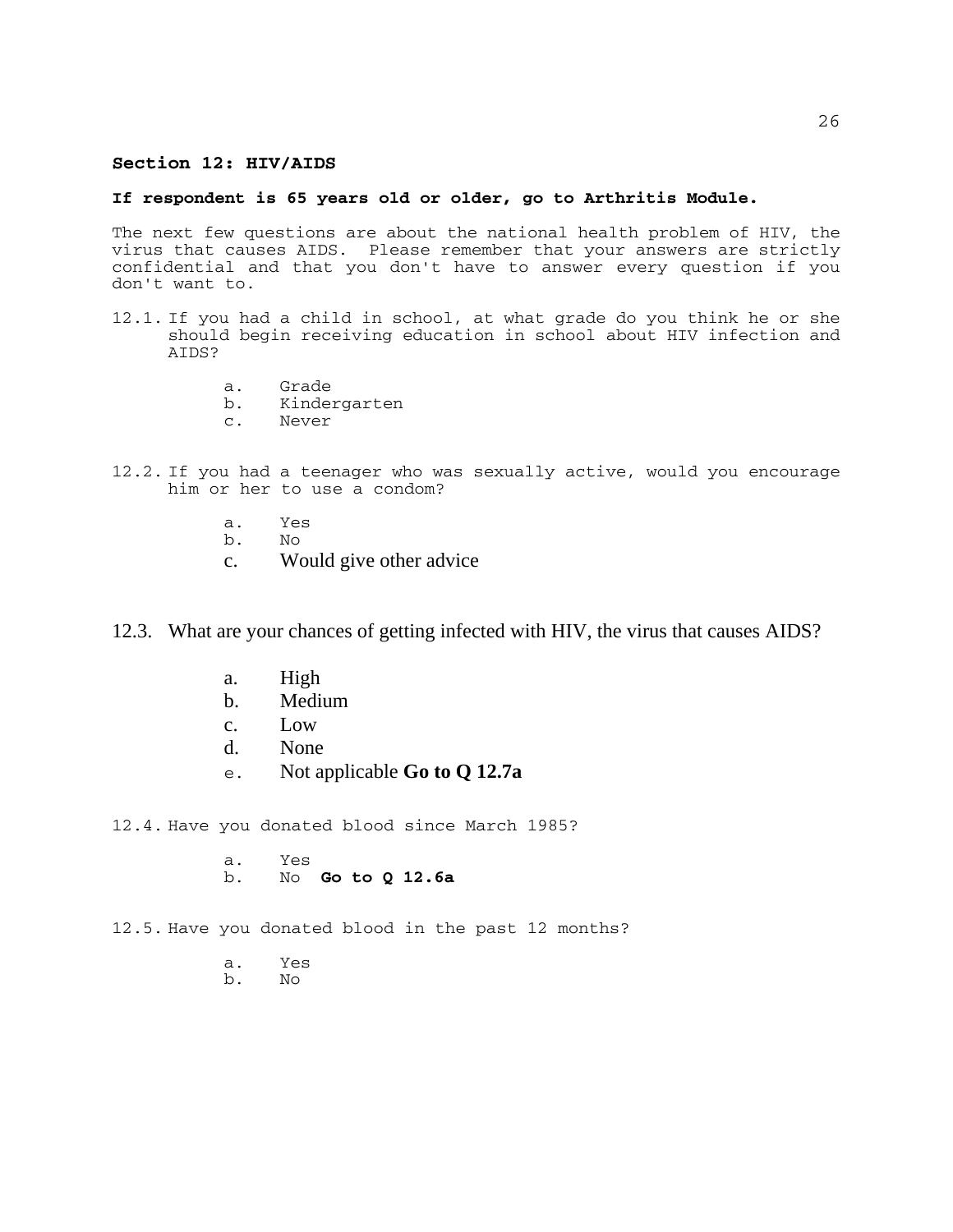## Section 12: HIV/AIDS

**If respondent is 65 years old or older, go to Arthritis Module.**

The next few questions are about the national health problem of HIV, the virus that causes AIDS. Please remember that your answers are strictly confidential and that you don't have to answer every question if you don't want to.

12.1. If you had a child in school, at what grade do you think he or she should begin receiving education in school about HIV infection and AIDS?

- a. Grade
- b. Kindergarten
- c. Never

12.2. If you had a teenager who was sexually active, would you encourage him or her to use a condom?

- a. Yes
- b. No
- c. Would give other advice

12.3. What are your chances of getting infected with HIV, the virus that causes AIDS?

- a. High
- b. Medium
- c. Low
- d. None
- e. Not applicable **Go to Q 12.7a**

12.4. Have you donated blood since March 1985?

- a. Yes
- b. No **Go to Q 12.6a**

12.5. Have you donated blood in the past 12 months?

- a. Yes
- b. No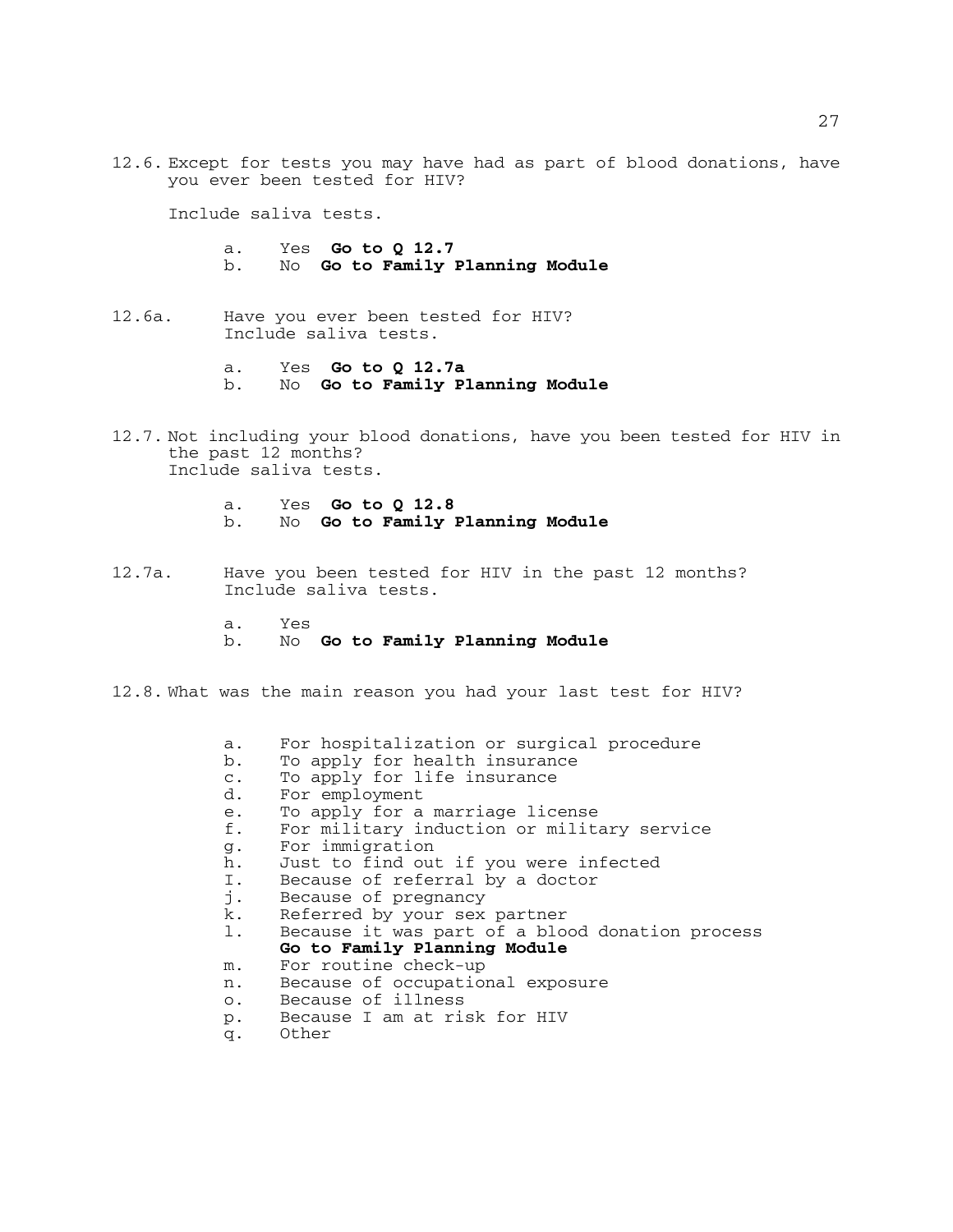12.6. Except for tests you may have had as part of blood donations, have you ever been tested for HIV?

Include saliva tests.

a. Yes **Go to Q 12.7**
b. No **Go to Family Planning Module**

12.6a. Have you ever been tested for HIV?
Include saliva tests.

a. Yes **Go to Q 12.7a**
b. No **Go to Family Planning Module**

12.7. Not including your blood donations, have you been tested for HIV in the past 12 months?
Include saliva tests.

a. Yes **Go to Q 12.8**
b. No **Go to Family Planning Module**

12.7a. Have you been tested for HIV in the past 12 months?
Include saliva tests.

a. Yes
b. No **Go to Family Planning Module**

12.8. What was the main reason you had your last test for HIV?

a. For hospitalization or surgical procedure
b. To apply for health insurance
c. To apply for life insurance
d. For employment
e. To apply for a marriage license
f. For military induction or military service
g. For immigration
h. Just to find out if you were infected
I. Because of referral by a doctor
j. Because of pregnancy
k. Referred by your sex partner
l. Because it was part of a blood donation process
**Go to Family Planning Module**
m. For routine check-up
n. Because of occupational exposure
o. Because of illness
p. Because I am at risk for HIV
q. Other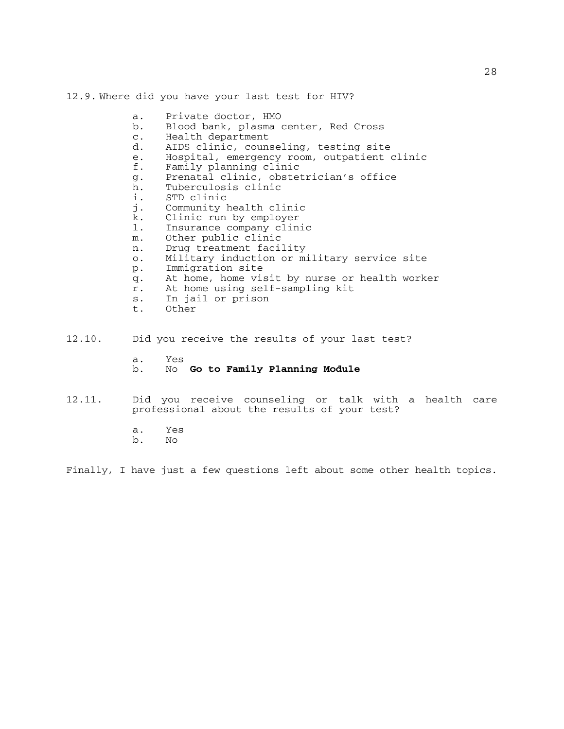12.9. Where did you have your last test for HIV?

a. Private doctor, HMO
b. Blood bank, plasma center, Red Cross
c. Health department
d. AIDS clinic, counseling, testing site
e. Hospital, emergency room, outpatient clinic
f. Family planning clinic
g. Prenatal clinic, obstetrician's office
h. Tuberculosis clinic
i. STD clinic
j. Community health clinic
k. Clinic run by employer
l. Insurance company clinic
m. Other public clinic
n. Drug treatment facility
o. Military induction or military service site
p. Immigration site
q. At home, home visit by nurse or health worker
r. At home using self-sampling kit
s. In jail or prison
t. Other

12.10. Did you receive the results of your last test?

a. Yes
b. No **Go to Family Planning Module**

12.11. Did you receive counseling or talk with a health care professional about the results of your test?

a. Yes
b. No

Finally, I have just a few questions left about some other health topics.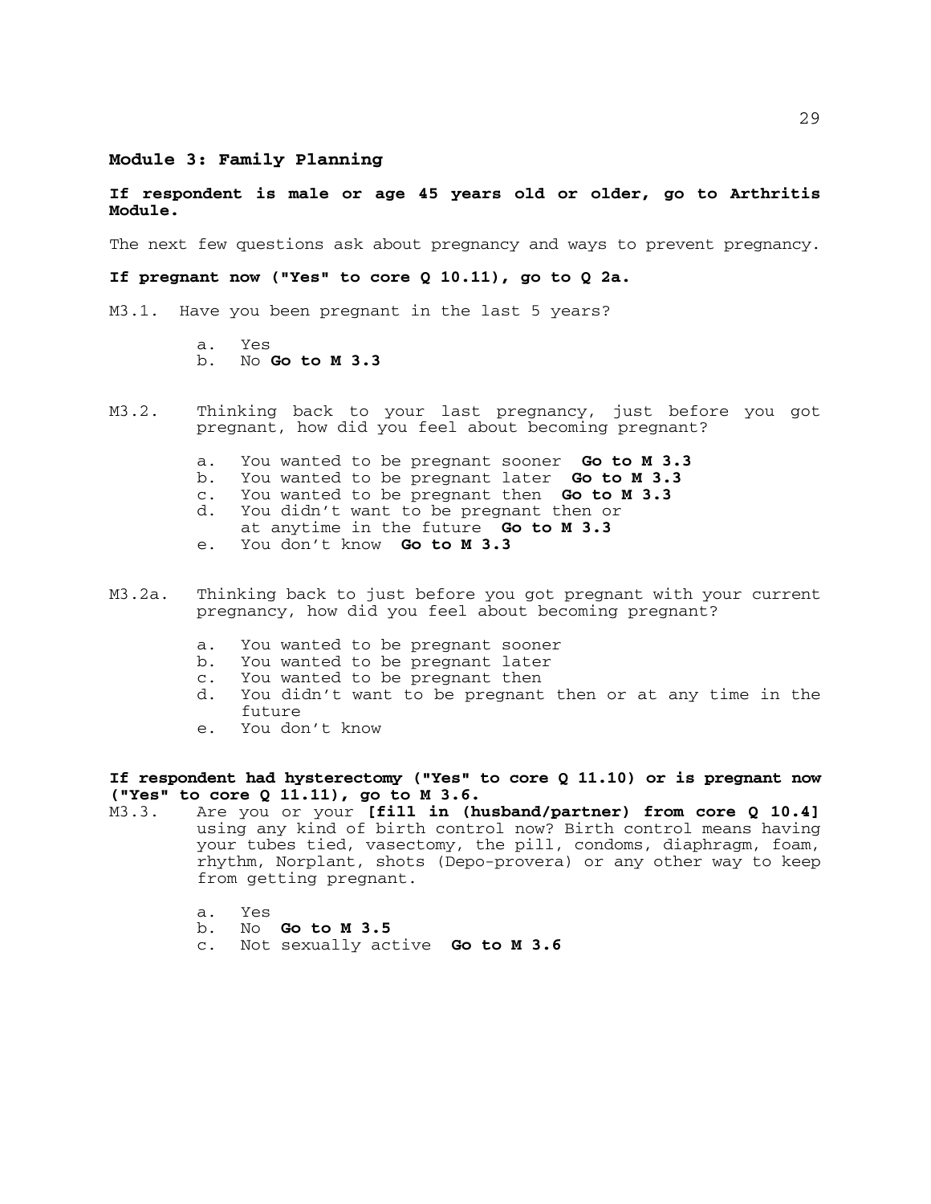**Module 3: Family Planning**

**If respondent is male or age 45 years old or older, go to Arthritis Module.**

The next few questions ask about pregnancy and ways to prevent pregnancy.

**If pregnant now ("Yes" to core Q 10.11), go to Q 2a.**

M3.1. Have you been pregnant in the last 5 years?

a. Yes
b. No **Go to M 3.3**

M3.2. Thinking back to your last pregnancy, just before you got pregnant, how did you feel about becoming pregnant?

a. You wanted to be pregnant sooner **Go to M 3.3**
b. You wanted to be pregnant later **Go to M 3.3**
c. You wanted to be pregnant then **Go to M 3.3**
d. You didn't want to be pregnant then or at anytime in the future **Go to M 3.3**
e. You don't know **Go to M 3.3**

M3.2a. Thinking back to just before you got pregnant with your current pregnancy, how did you feel about becoming pregnant?

a. You wanted to be pregnant sooner
b. You wanted to be pregnant later
c. You wanted to be pregnant then
d. You didn't want to be pregnant then or at any time in the future
e. You don't know

**If respondent had hysterectomy ("Yes" to core Q 11.10) or is pregnant now ("Yes" to core Q 11.11), go to M 3.6.**

M3.3. Are you or your **[fill in (husband/partner) from core Q 10.4]** using any kind of birth control now? Birth control means having your tubes tied, vasectomy, the pill, condoms, diaphragm, foam, rhythm, Norplant, shots (Depo-provera) or any other way to keep from getting pregnant.

a. Yes
b. No **Go to M 3.5**
c. Not sexually active **Go to M 3.6**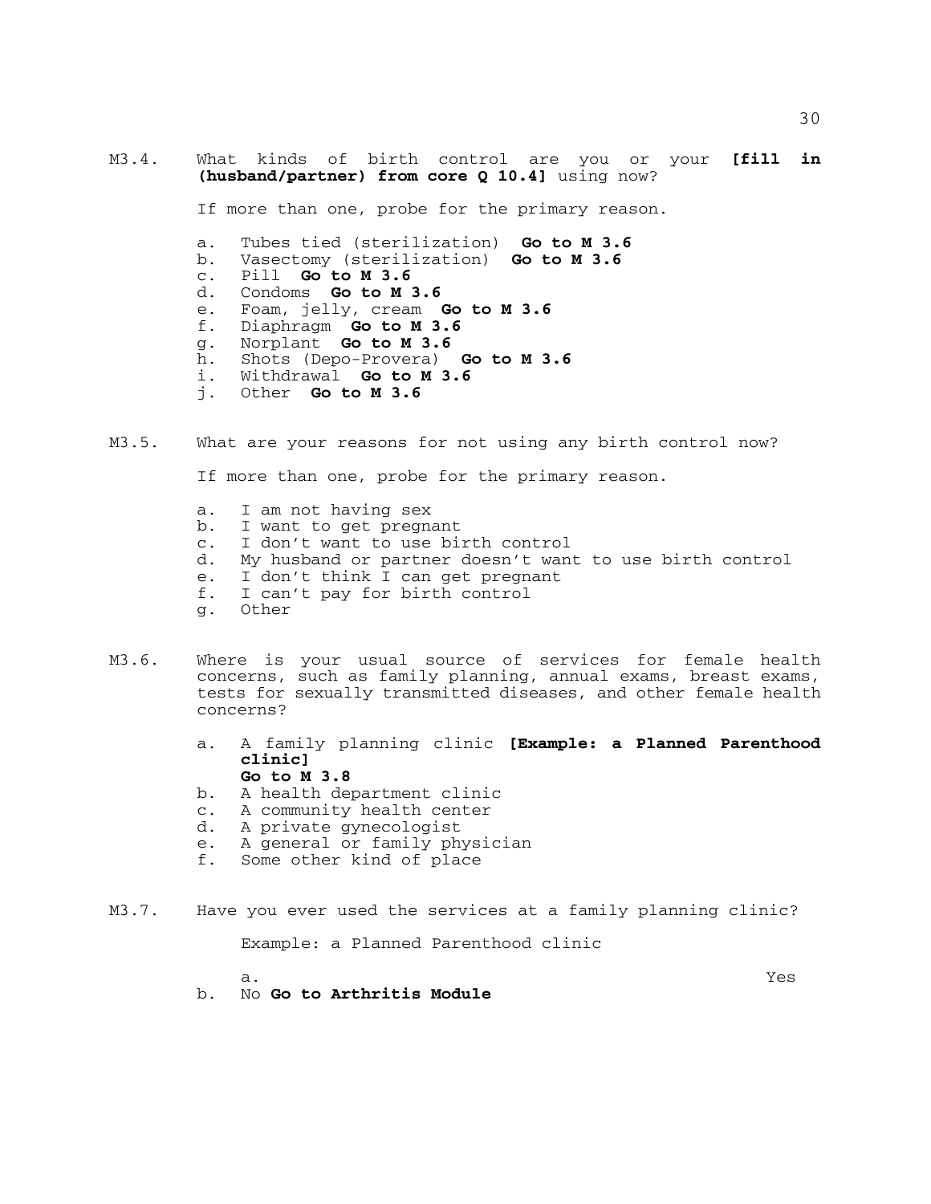M3.4. What kinds of birth control are you or your **[fill in (husband/partner) from core Q 10.4]** using now?

If more than one, probe for the primary reason.

a. Tubes tied (sterilization) **Go to M 3.6**
b. Vasectomy (sterilization) **Go to M 3.6**
c. Pill **Go to M 3.6**
d. Condoms **Go to M 3.6**
e. Foam, jelly, cream **Go to M 3.6**
f. Diaphragm **Go to M 3.6**
g. Norplant **Go to M 3.6**
h. Shots (Depo-Provera) **Go to M 3.6**
i. Withdrawal **Go to M 3.6**
j. Other **Go to M 3.6**

M3.5. What are your reasons for not using any birth control now?

If more than one, probe for the primary reason.

a. I am not having sex
b. I want to get pregnant
c. I don't want to use birth control
d. My husband or partner doesn't want to use birth control
e. I don't think I can get pregnant
f. I can't pay for birth control
g. Other

M3.6. Where is your usual source of services for female health concerns, such as family planning, annual exams, breast exams, tests for sexually transmitted diseases, and other female health concerns?

a. A family planning clinic **[Example: a Planned Parenthood clinic]**
   **Go to M 3.8**
b. A health department clinic
c. A community health center
d. A private gynecologist
e. A general or family physician
f. Some other kind of place

M3.7. Have you ever used the services at a family planning clinic?

Example: a Planned Parenthood clinic

a. Yes
b. No **Go to Arthritis Module**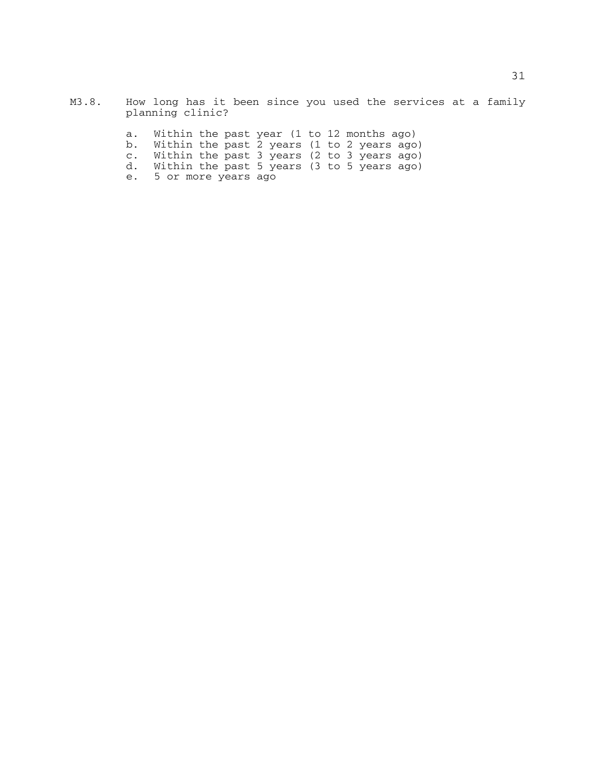M3.8. How long has it been since you used the services at a family planning clinic?

a. Within the past year (1 to 12 months ago)
b. Within the past 2 years (1 to 2 years ago)
c. Within the past 3 years (2 to 3 years ago)
d. Within the past 5 years (3 to 5 years ago)
e. 5 or more years ago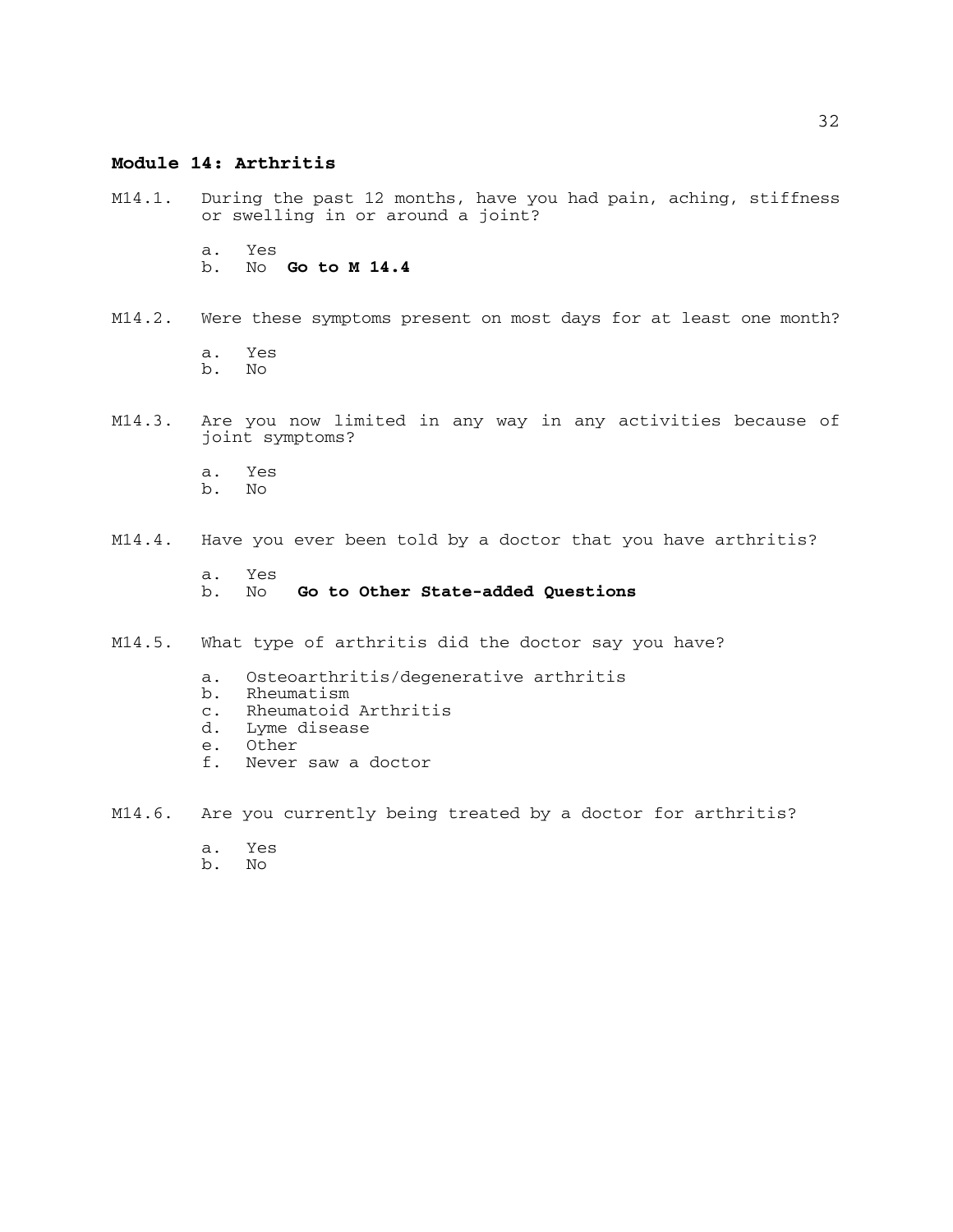## Module 14: Arthritis

M14.1. During the past 12 months, have you had pain, aching, stiffness or swelling in or around a joint?

- a. Yes
- b. No **Go to M 14.4**

M14.2. Were these symptoms present on most days for at least one month?

- a. Yes
- b. No

M14.3. Are you now limited in any way in any activities because of joint symptoms?

- a. Yes
- b. No

M14.4. Have you ever been told by a doctor that you have arthritis?

- a. Yes
- b. No **Go to Other State-added Questions**

M14.5. What type of arthritis did the doctor say you have?

- a. Osteoarthritis/degenerative arthritis
- b. Rheumatism
- c. Rheumatoid Arthritis
- d. Lyme disease
- e. Other
- f. Never saw a doctor

M14.6. Are you currently being treated by a doctor for arthritis?

- a. Yes
- b. No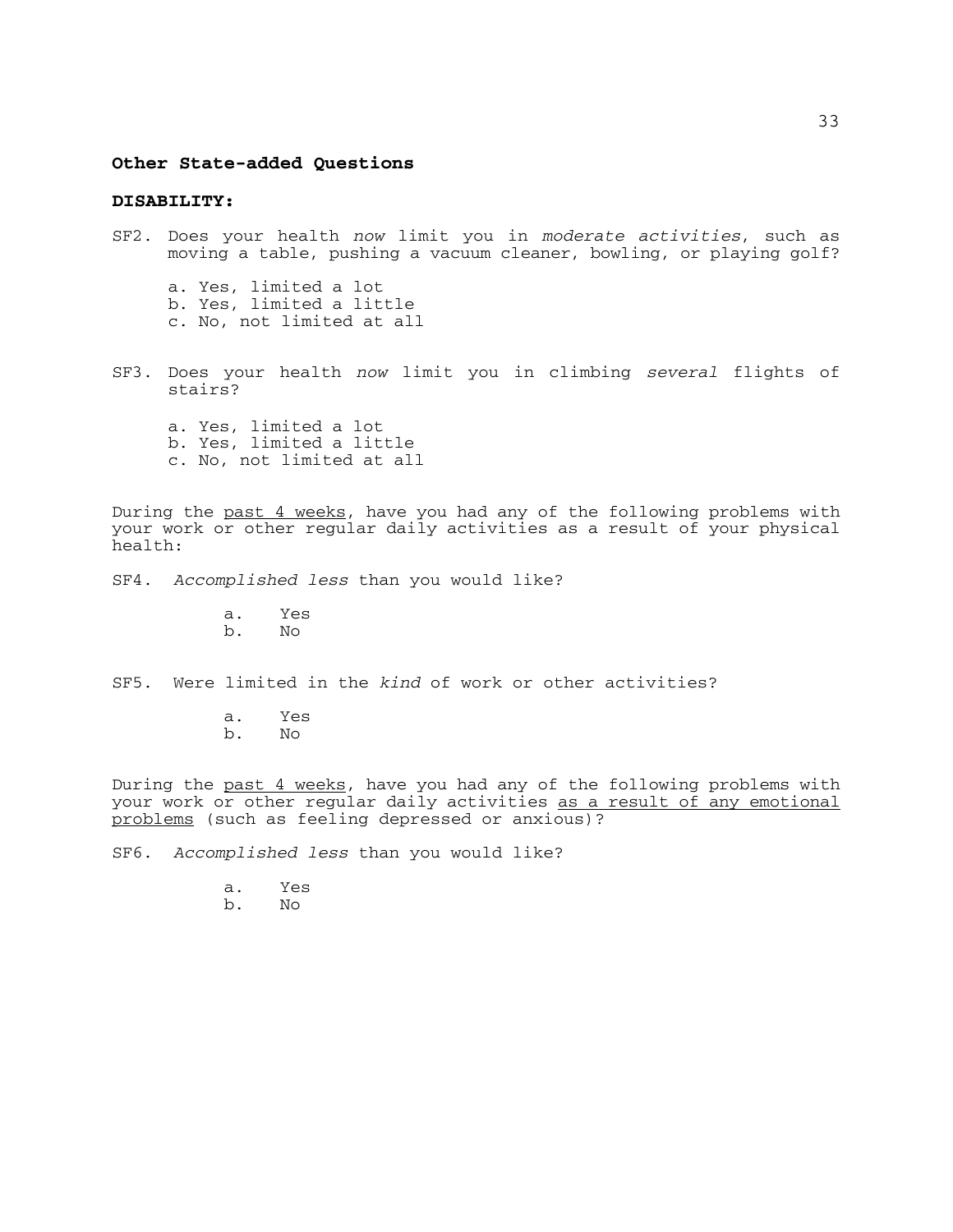## Other State-added Questions

### DISABILITY:

SF2. Does your health *now* limit you in *moderate activities*, such as moving a table, pushing a vacuum cleaner, bowling, or playing golf?

a. Yes, limited a lot
b. Yes, limited a little
c. No, not limited at all

SF3. Does your health *now* limit you in climbing *several* flights of stairs?

a. Yes, limited a lot
b. Yes, limited a little
c. No, not limited at all

During the <u>past 4 weeks</u>, have you had any of the following problems with your work or other regular daily activities as a result of your physical health:

SF4. *Accomplished less* than you would like?

a. Yes
b. No

SF5. Were limited in the *kind* of work or other activities?

a. Yes
b. No

During the <u>past 4 weeks</u>, have you had any of the following problems with your work or other regular daily activities <u>as a result of any emotional problems</u> (such as feeling depressed or anxious)?

SF6. *Accomplished less* than you would like?

a. Yes
b. No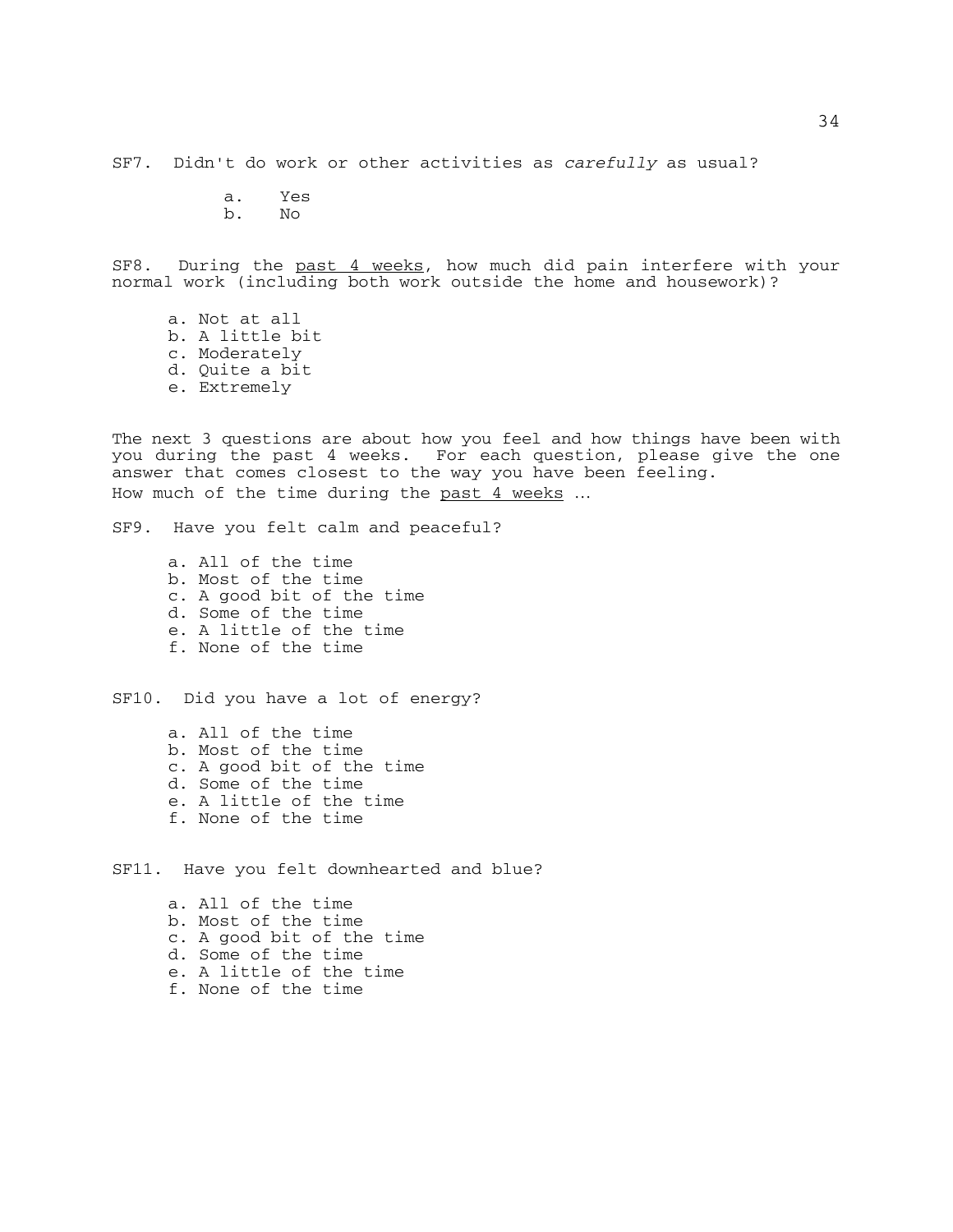SF7. Didn't do work or other activities as *carefully* as usual?

a. Yes
b. No

SF8. During the past 4 weeks, how much did pain interfere with your normal work (including both work outside the home and housework)?

a. Not at all
b. A little bit
c. Moderately
d. Quite a bit
e. Extremely

The next 3 questions are about how you feel and how things have been with you during the past 4 weeks. For each question, please give the one answer that comes closest to the way you have been feeling.
How much of the time during the past 4 weeks …

SF9. Have you felt calm and peaceful?

a. All of the time
b. Most of the time
c. A good bit of the time
d. Some of the time
e. A little of the time
f. None of the time

SF10. Did you have a lot of energy?

a. All of the time
b. Most of the time
c. A good bit of the time
d. Some of the time
e. A little of the time
f. None of the time

SF11. Have you felt downhearted and blue?

a. All of the time
b. Most of the time
c. A good bit of the time
d. Some of the time
e. A little of the time
f. None of the time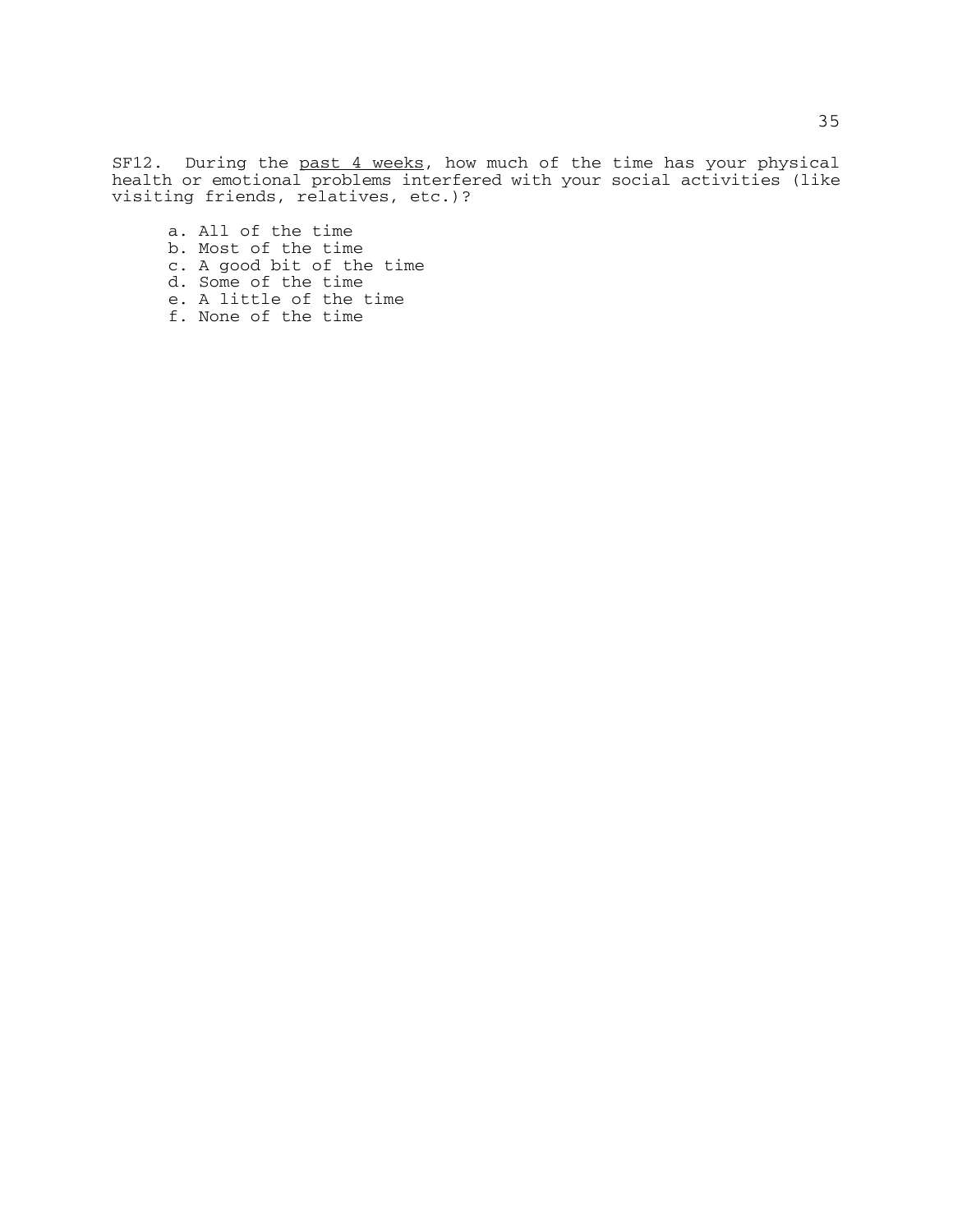SF12. During the <u>past 4 weeks</u>, how much of the time has your physical health or emotional problems interfered with your social activities (like visiting friends, relatives, etc.)?

a. All of the time
b. Most of the time
c. A good bit of the time
d. Some of the time
e. A little of the time
f. None of the time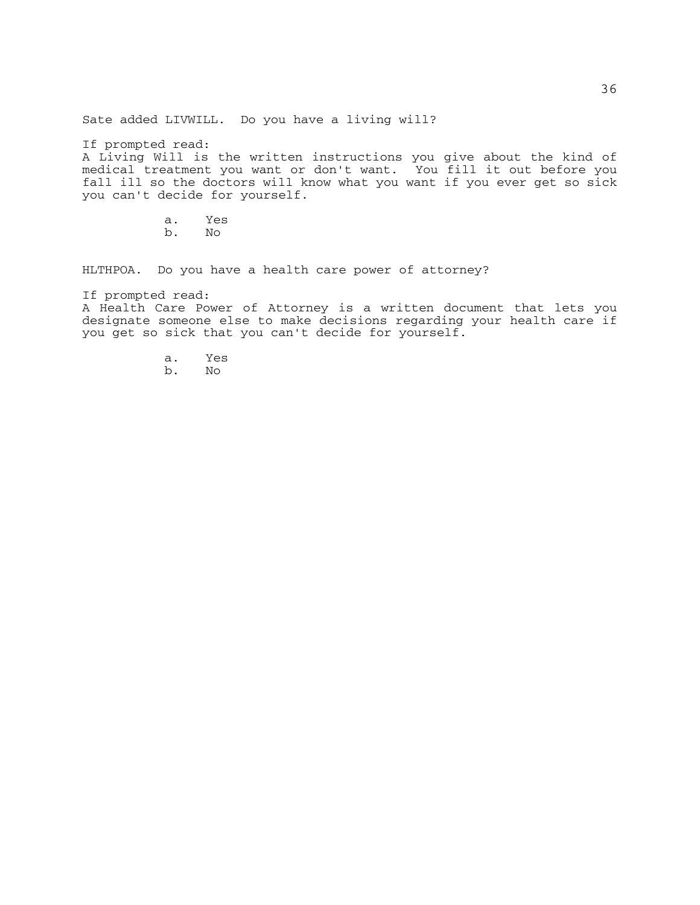Sate added LIVWILL. Do you have a living will?

If prompted read:
A Living Will is the written instructions you give about the kind of medical treatment you want or don't want. You fill it out before you fall ill so the doctors will know what you want if you ever get so sick you can't decide for yourself.

a. Yes
b. No

HLTHPOA. Do you have a health care power of attorney?

If prompted read:
A Health Care Power of Attorney is a written document that lets you designate someone else to make decisions regarding your health care if you get so sick that you can't decide for yourself.

a. Yes
b. No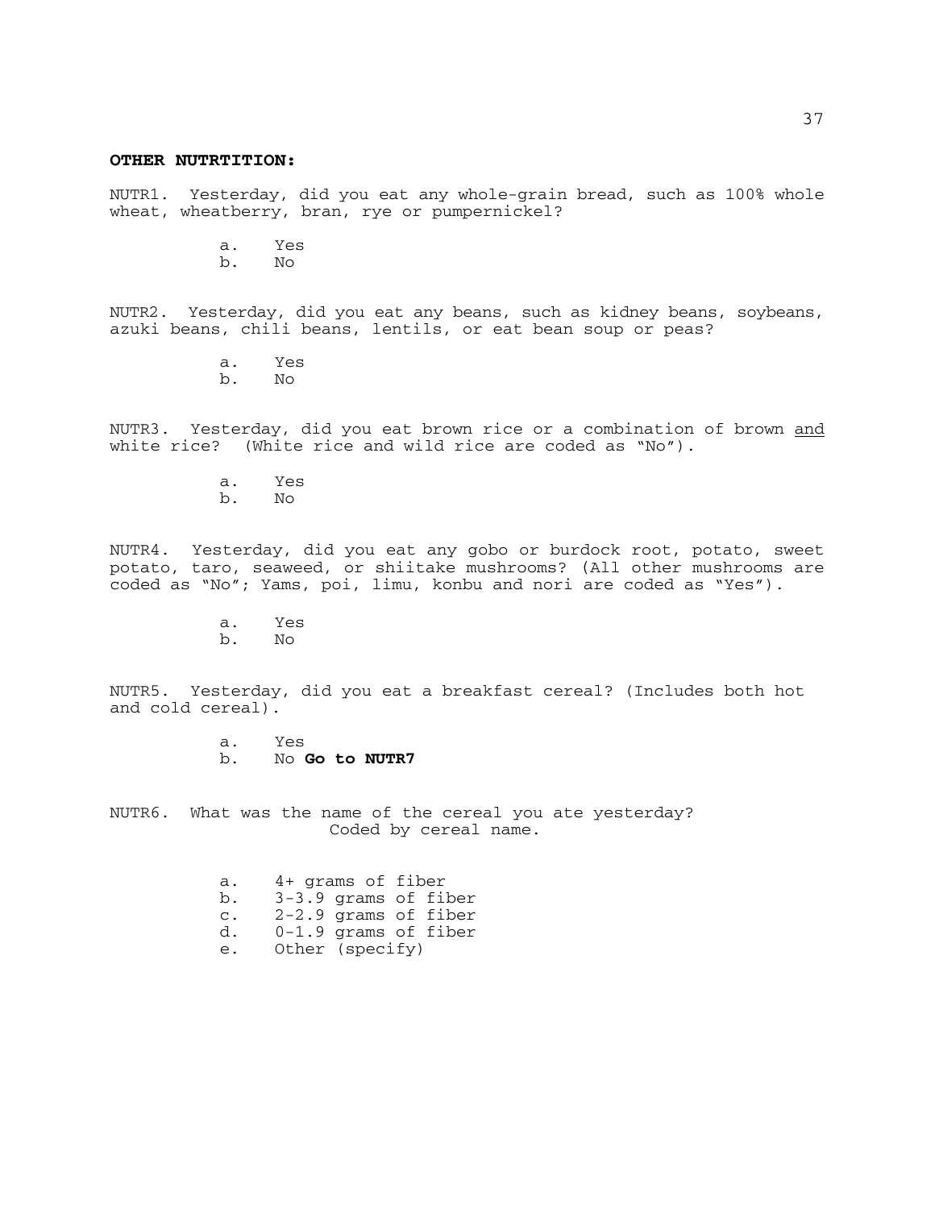**OTHER NUTRTITION:**

NUTR1. Yesterday, did you eat any whole-grain bread, such as 100% whole wheat, wheatberry, bran, rye or pumpernickel?

a. Yes
b. No

NUTR2. Yesterday, did you eat any beans, such as kidney beans, soybeans, azuki beans, chili beans, lentils, or eat bean soup or peas?

a. Yes
b. No

NUTR3. Yesterday, did you eat brown rice or a combination of brown <u>and</u> white rice? (White rice and wild rice are coded as "No").

a. Yes
b. No

NUTR4. Yesterday, did you eat any gobo or burdock root, potato, sweet potato, taro, seaweed, or shiitake mushrooms? (All other mushrooms are coded as "No"; Yams, poi, limu, konbu and nori are coded as "Yes").

a. Yes
b. No

NUTR5. Yesterday, did you eat a breakfast cereal? (Includes both hot and cold cereal).

a. Yes
b. No **Go to NUTR7**

NUTR6. What was the name of the cereal you ate yesterday?
Coded by cereal name.

a. 4+ grams of fiber
b. 3-3.9 grams of fiber
c. 2-2.9 grams of fiber
d. 0-1.9 grams of fiber
e. Other (specify)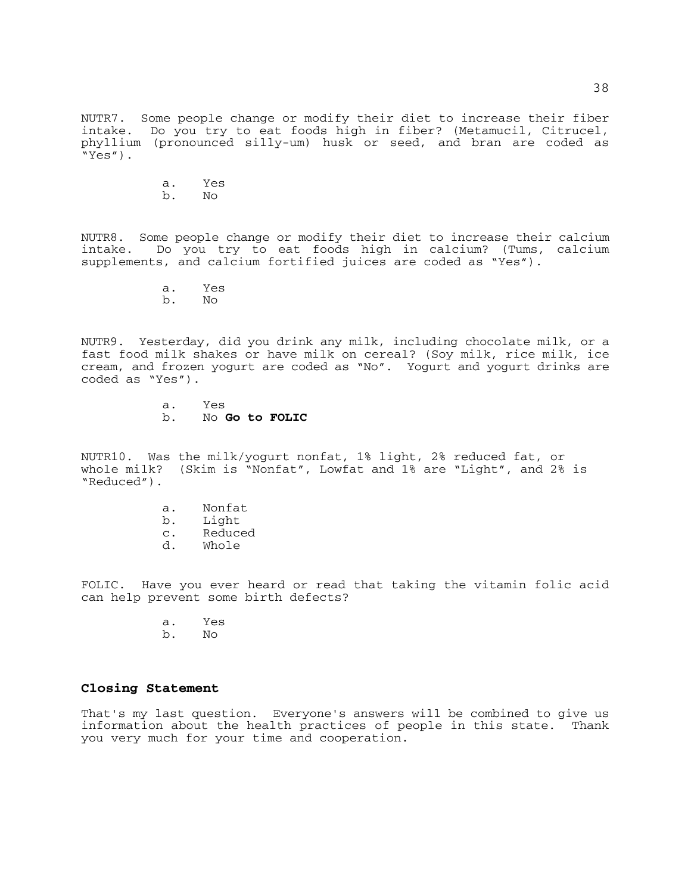NUTR7. Some people change or modify their diet to increase their fiber intake. Do you try to eat foods high in fiber? (Metamucil, Citrucel, phyllium (pronounced silly-um) husk or seed, and bran are coded as "Yes").

a. Yes
b. No

NUTR8. Some people change or modify their diet to increase their calcium intake. Do you try to eat foods high in calcium? (Tums, calcium supplements, and calcium fortified juices are coded as "Yes").

a. Yes
b. No

NUTR9. Yesterday, did you drink any milk, including chocolate milk, or a fast food milk shakes or have milk on cereal? (Soy milk, rice milk, ice cream, and frozen yogurt are coded as "No". Yogurt and yogurt drinks are coded as "Yes").

a. Yes
b. No **Go to FOLIC**

NUTR10. Was the milk/yogurt nonfat, 1% light, 2% reduced fat, or whole milk? (Skim is "Nonfat", Lowfat and 1% are "Light", and 2% is "Reduced").

a. Nonfat
b. Light
c. Reduced
d. Whole

FOLIC. Have you ever heard or read that taking the vitamin folic acid can help prevent some birth defects?

a. Yes
b. No

**Closing Statement**

That's my last question. Everyone's answers will be combined to give us information about the health practices of people in this state. Thank you very much for your time and cooperation.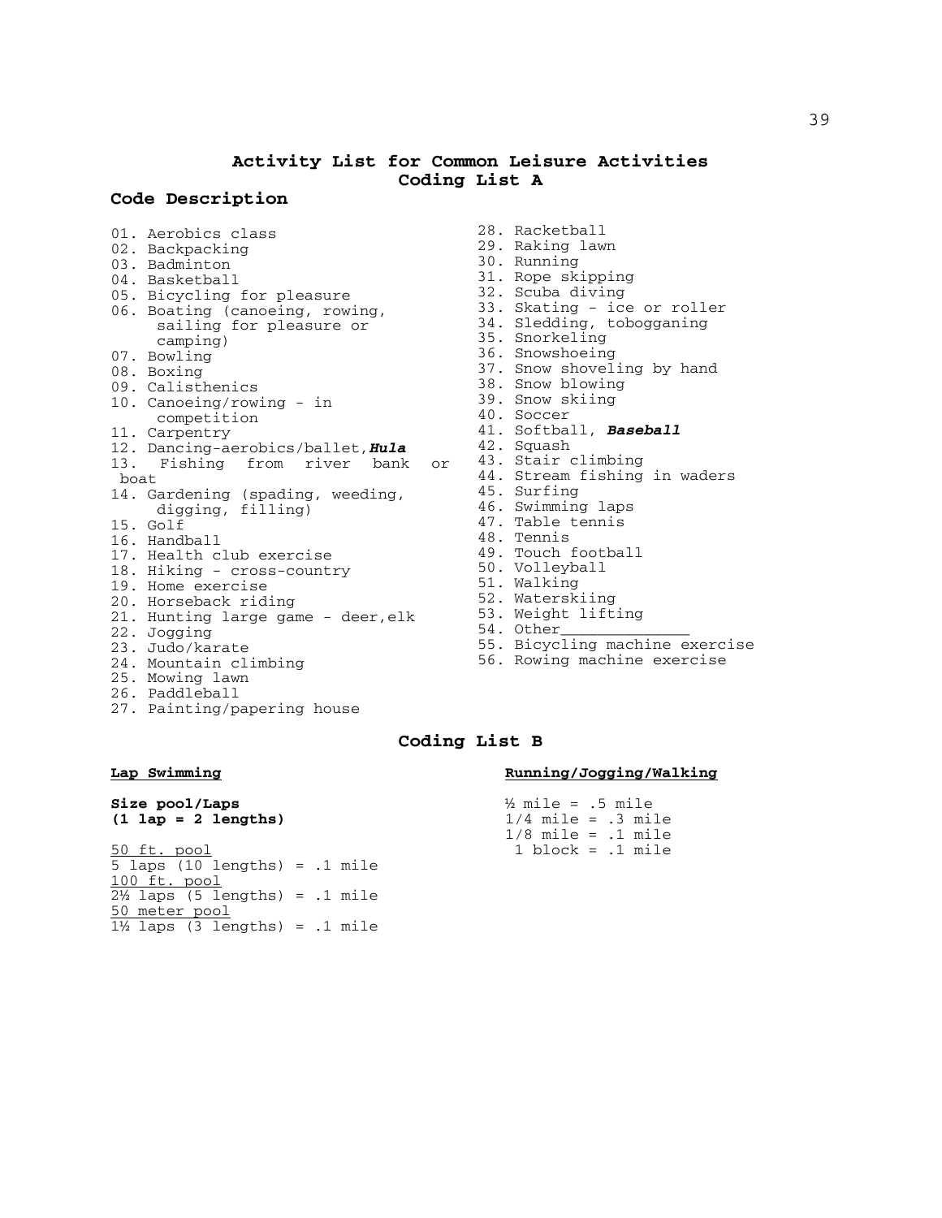## Activity List for Common Leisure Activities
## Coding List A

### Code Description

01. Aerobics class
02. Backpacking
03. Badminton
04. Basketball
05. Bicycling for pleasure
06. Boating (canoeing, rowing, sailing for pleasure or camping)
07. Bowling
08. Boxing
09. Calisthenics
10. Canoeing/rowing - in competition
11. Carpentry
12. Dancing-aerobics/ballet, ***Hula***
13. Fishing from river bank or boat
14. Gardening (spading, weeding, digging, filling)
15. Golf
16. Handball
17. Health club exercise
18. Hiking - cross-country
19. Home exercise
20. Horseback riding
21. Hunting large game - deer,elk
22. Jogging
23. Judo/karate
24. Mountain climbing
25. Mowing lawn
26. Paddleball
27. Painting/papering house
28. Racketball
29. Raking lawn
30. Running
31. Rope skipping
32. Scuba diving
33. Skating - ice or roller
34. Sledding, tobogganing
35. Snorkeling
36. Snowshoeing
37. Snow shoveling by hand
38. Snow blowing
39. Snow skiing
40. Soccer
41. Softball, ***Baseball***
42. Squash
43. Stair climbing
44. Stream fishing in waders
45. Surfing
46. Swimming laps
47. Table tennis
48. Tennis
49. Touch football
50. Volleyball
51. Walking
52. Waterskiing
53. Weight lifting
54. Other______________
55. Bicycling machine exercise
56. Rowing machine exercise

## Coding List B

**Lap Swimming**

**Size pool/Laps**
**(1 lap = 2 lengths)**

50 ft. pool
5 laps (10 lengths) = .1 mile
100 ft. pool
2½ laps (5 lengths) = .1 mile
50 meter pool
1½ laps (3 lengths) = .1 mile

**Running/Jogging/Walking**

½ mile = .5 mile
1/4 mile = .3 mile
1/8 mile = .1 mile
1 block = .1 mile